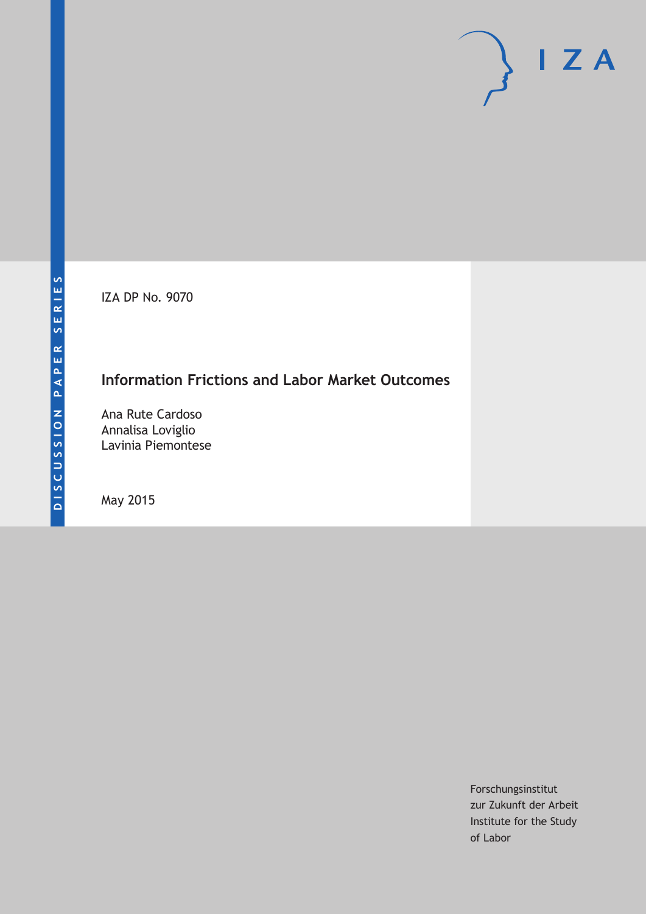DISCUSSION PAPER SERIES

IZA DP No. 9070

# Information Frictions and Labor Market Outcomes

Ana Rute Cardoso
Annalisa Loviglio
Lavinia Piemontese

May 2015

Forschungsinstitut
zur Zukunft der Arbeit
Institute for the Study
of Labor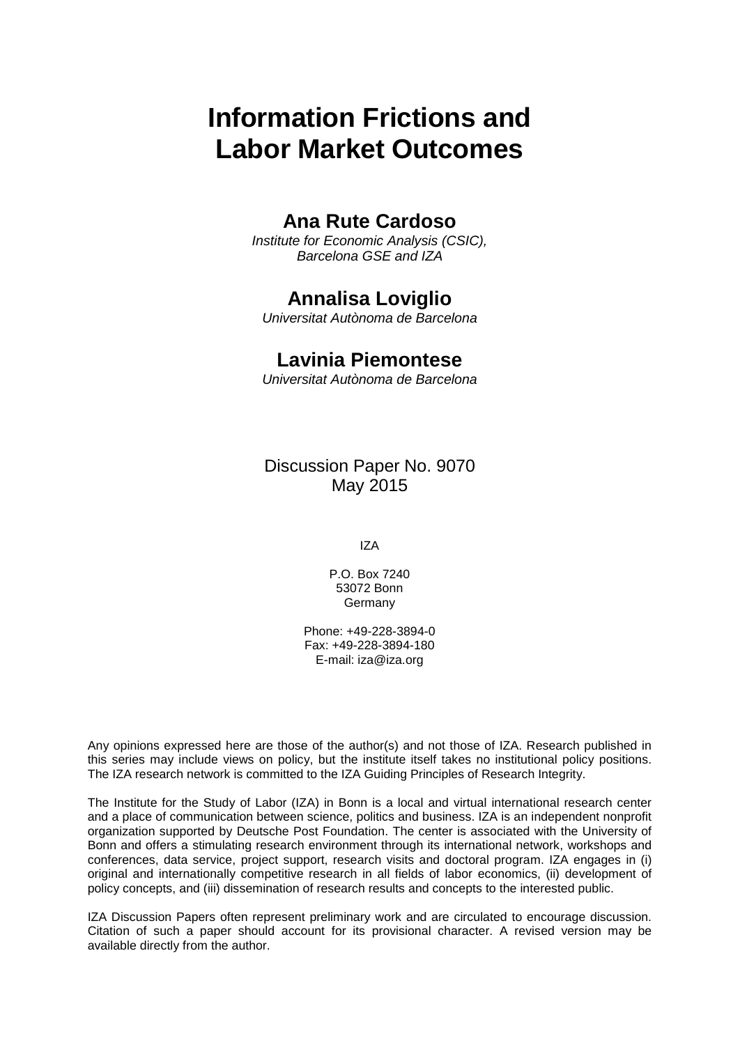# Information Frictions and Labor Market Outcomes

## Ana Rute Cardoso

*Institute for Economic Analysis (CSIC), Barcelona GSE and IZA*

## Annalisa Loviglio

*Universitat Autònoma de Barcelona*

## Lavinia Piemontese

*Universitat Autònoma de Barcelona*

Discussion Paper No. 9070
May 2015

IZA

P.O. Box 7240
53072 Bonn
Germany

Phone: +49-228-3894-0
Fax: +49-228-3894-180
E-mail: iza@iza.org

Any opinions expressed here are those of the author(s) and not those of IZA. Research published in this series may include views on policy, but the institute itself takes no institutional policy positions. The IZA research network is committed to the IZA Guiding Principles of Research Integrity.

The Institute for the Study of Labor (IZA) in Bonn is a local and virtual international research center and a place of communication between science, politics and business. IZA is an independent nonprofit organization supported by Deutsche Post Foundation. The center is associated with the University of Bonn and offers a stimulating research environment through its international network, workshops and conferences, data service, project support, research visits and doctoral program. IZA engages in (i) original and internationally competitive research in all fields of labor economics, (ii) development of policy concepts, and (iii) dissemination of research results and concepts to the interested public.

IZA Discussion Papers often represent preliminary work and are circulated to encourage discussion. Citation of such a paper should account for its provisional character. A revised version may be available directly from the author.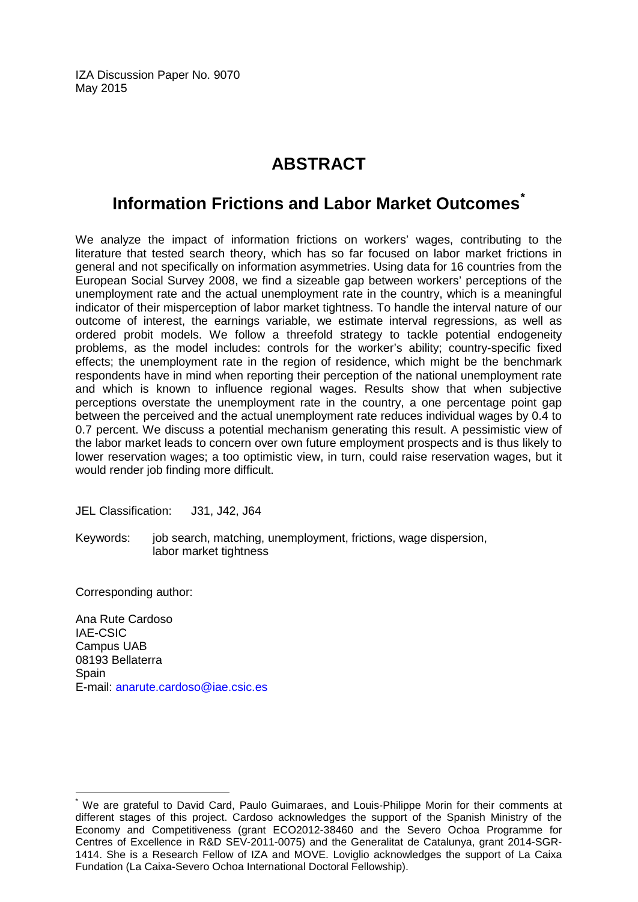IZA Discussion Paper No. 9070
May 2015

# ABSTRACT

## Information Frictions and Labor Market Outcomes*

We analyze the impact of information frictions on workers' wages, contributing to the literature that tested search theory, which has so far focused on labor market frictions in general and not specifically on information asymmetries. Using data for 16 countries from the European Social Survey 2008, we find a sizeable gap between workers' perceptions of the unemployment rate and the actual unemployment rate in the country, which is a meaningful indicator of their misperception of labor market tightness. To handle the interval nature of our outcome of interest, the earnings variable, we estimate interval regressions, as well as ordered probit models. We follow a threefold strategy to tackle potential endogeneity problems, as the model includes: controls for the worker's ability; country-specific fixed effects; the unemployment rate in the region of residence, which might be the benchmark respondents have in mind when reporting their perception of the national unemployment rate and which is known to influence regional wages. Results show that when subjective perceptions overstate the unemployment rate in the country, a one percentage point gap between the perceived and the actual unemployment rate reduces individual wages by 0.4 to 0.7 percent. We discuss a potential mechanism generating this result. A pessimistic view of the labor market leads to concern over own future employment prospects and is thus likely to lower reservation wages; a too optimistic view, in turn, could raise reservation wages, but it would render job finding more difficult.

JEL Classification: J31, J42, J64

Keywords: job search, matching, unemployment, frictions, wage dispersion, labor market tightness

Corresponding author:

Ana Rute Cardoso
IAE-CSIC
Campus UAB
08193 Bellaterra
Spain
E-mail: anarute.cardoso@iae.csic.es

---

* We are grateful to David Card, Paulo Guimaraes, and Louis-Philippe Morin for their comments at different stages of this project. Cardoso acknowledges the support of the Spanish Ministry of the Economy and Competitiveness (grant ECO2012-38460 and the Severo Ochoa Programme for Centres of Excellence in R&D SEV-2011-0075) and the Generalitat de Catalunya, grant 2014-SGR-1414. She is a Research Fellow of IZA and MOVE. Loviglio acknowledges the support of La Caixa Fundation (La Caixa-Severo Ochoa International Doctoral Fellowship).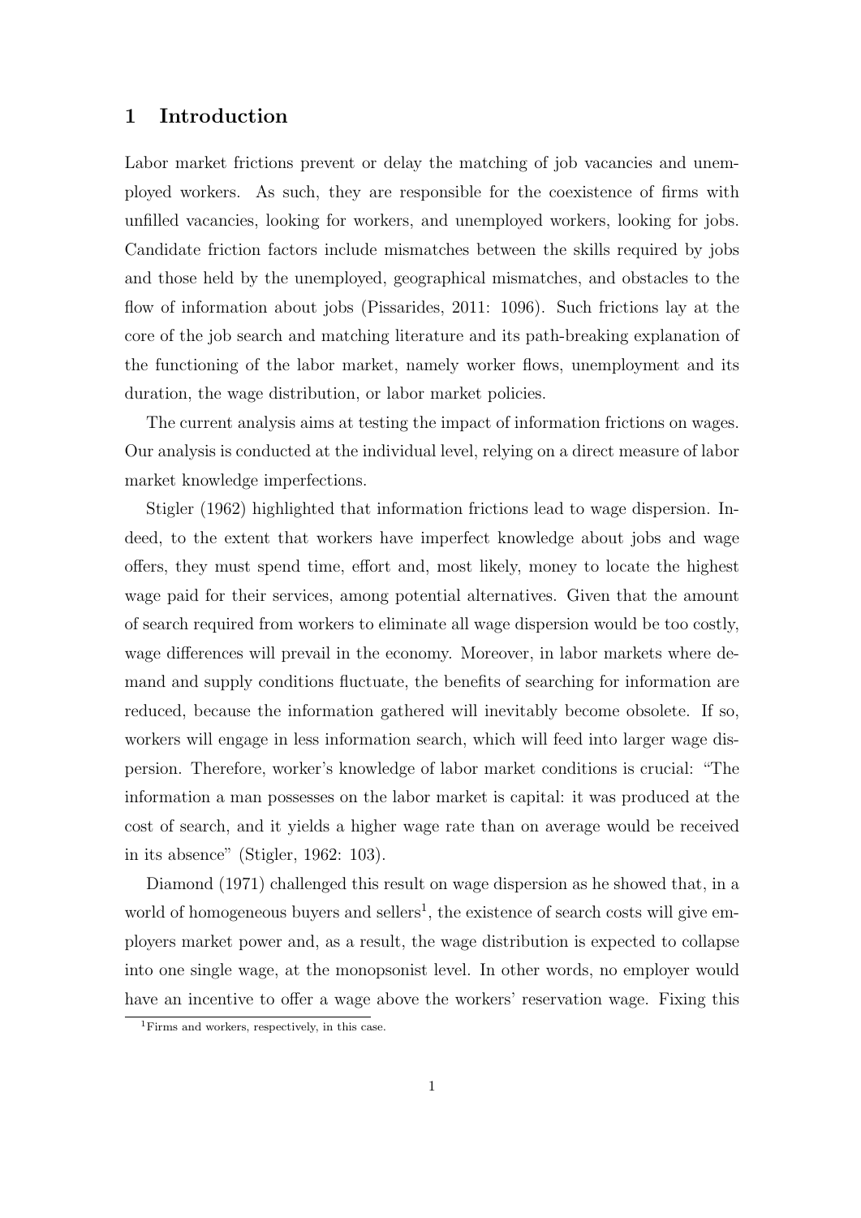# 1 Introduction

Labor market frictions prevent or delay the matching of job vacancies and unemployed workers. As such, they are responsible for the coexistence of firms with unfilled vacancies, looking for workers, and unemployed workers, looking for jobs. Candidate friction factors include mismatches between the skills required by jobs and those held by the unemployed, geographical mismatches, and obstacles to the flow of information about jobs (Pissarides, 2011: 1096). Such frictions lay at the core of the job search and matching literature and its path-breaking explanation of the functioning of the labor market, namely worker flows, unemployment and its duration, the wage distribution, or labor market policies.

The current analysis aims at testing the impact of information frictions on wages. Our analysis is conducted at the individual level, relying on a direct measure of labor market knowledge imperfections.

Stigler (1962) highlighted that information frictions lead to wage dispersion. Indeed, to the extent that workers have imperfect knowledge about jobs and wage offers, they must spend time, effort and, most likely, money to locate the highest wage paid for their services, among potential alternatives. Given that the amount of search required from workers to eliminate all wage dispersion would be too costly, wage differences will prevail in the economy. Moreover, in labor markets where demand and supply conditions fluctuate, the benefits of searching for information are reduced, because the information gathered will inevitably become obsolete. If so, workers will engage in less information search, which will feed into larger wage dispersion. Therefore, worker's knowledge of labor market conditions is crucial: "The information a man possesses on the labor market is capital: it was produced at the cost of search, and it yields a higher wage rate than on average would be received in its absence" (Stigler, 1962: 103).

Diamond (1971) challenged this result on wage dispersion as he showed that, in a world of homogeneous buyers and sellers[1], the existence of search costs will give employers market power and, as a result, the wage distribution is expected to collapse into one single wage, at the monopsonist level. In other words, no employer would have an incentive to offer a wage above the workers' reservation wage. Fixing this

[1] Firms and workers, respectively, in this case.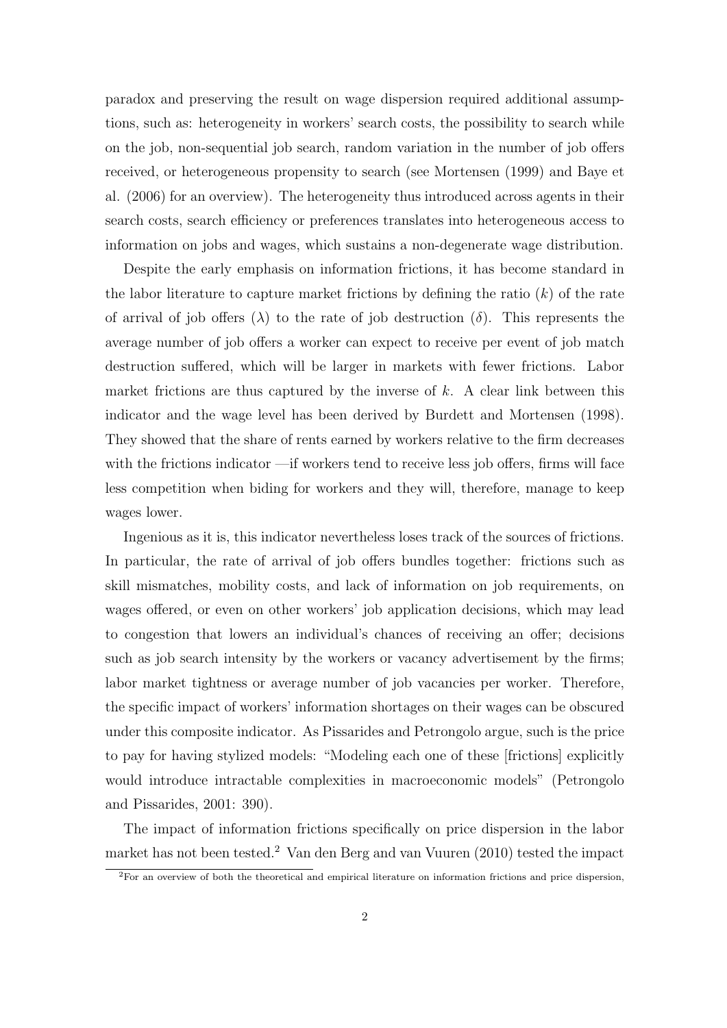paradox and preserving the result on wage dispersion required additional assumptions, such as: heterogeneity in workers' search costs, the possibility to search while on the job, non-sequential job search, random variation in the number of job offers received, or heterogeneous propensity to search (see Mortensen (1999) and Baye et al. (2006) for an overview). The heterogeneity thus introduced across agents in their search costs, search efficiency or preferences translates into heterogeneous access to information on jobs and wages, which sustains a non-degenerate wage distribution.

Despite the early emphasis on information frictions, it has become standard in the labor literature to capture market frictions by defining the ratio ($k$) of the rate of arrival of job offers ($\lambda$) to the rate of job destruction ($\delta$). This represents the average number of job offers a worker can expect to receive per event of job match destruction suffered, which will be larger in markets with fewer frictions. Labor market frictions are thus captured by the inverse of $k$. A clear link between this indicator and the wage level has been derived by Burdett and Mortensen (1998). They showed that the share of rents earned by workers relative to the firm decreases with the frictions indicator —if workers tend to receive less job offers, firms will face less competition when biding for workers and they will, therefore, manage to keep wages lower.

Ingenious as it is, this indicator nevertheless loses track of the sources of frictions. In particular, the rate of arrival of job offers bundles together: frictions such as skill mismatches, mobility costs, and lack of information on job requirements, on wages offered, or even on other workers' job application decisions, which may lead to congestion that lowers an individual's chances of receiving an offer; decisions such as job search intensity by the workers or vacancy advertisement by the firms; labor market tightness or average number of job vacancies per worker. Therefore, the specific impact of workers' information shortages on their wages can be obscured under this composite indicator. As Pissarides and Petrongolo argue, such is the price to pay for having stylized models: "Modeling each one of these [frictions] explicitly would introduce intractable complexities in macroeconomic models" (Petrongolo and Pissarides, 2001: 390).

The impact of information frictions specifically on price dispersion in the labor market has not been tested.[2] Van den Berg and van Vuuren (2010) tested the impact

[2]For an overview of both the theoretical and empirical literature on information frictions and price dispersion,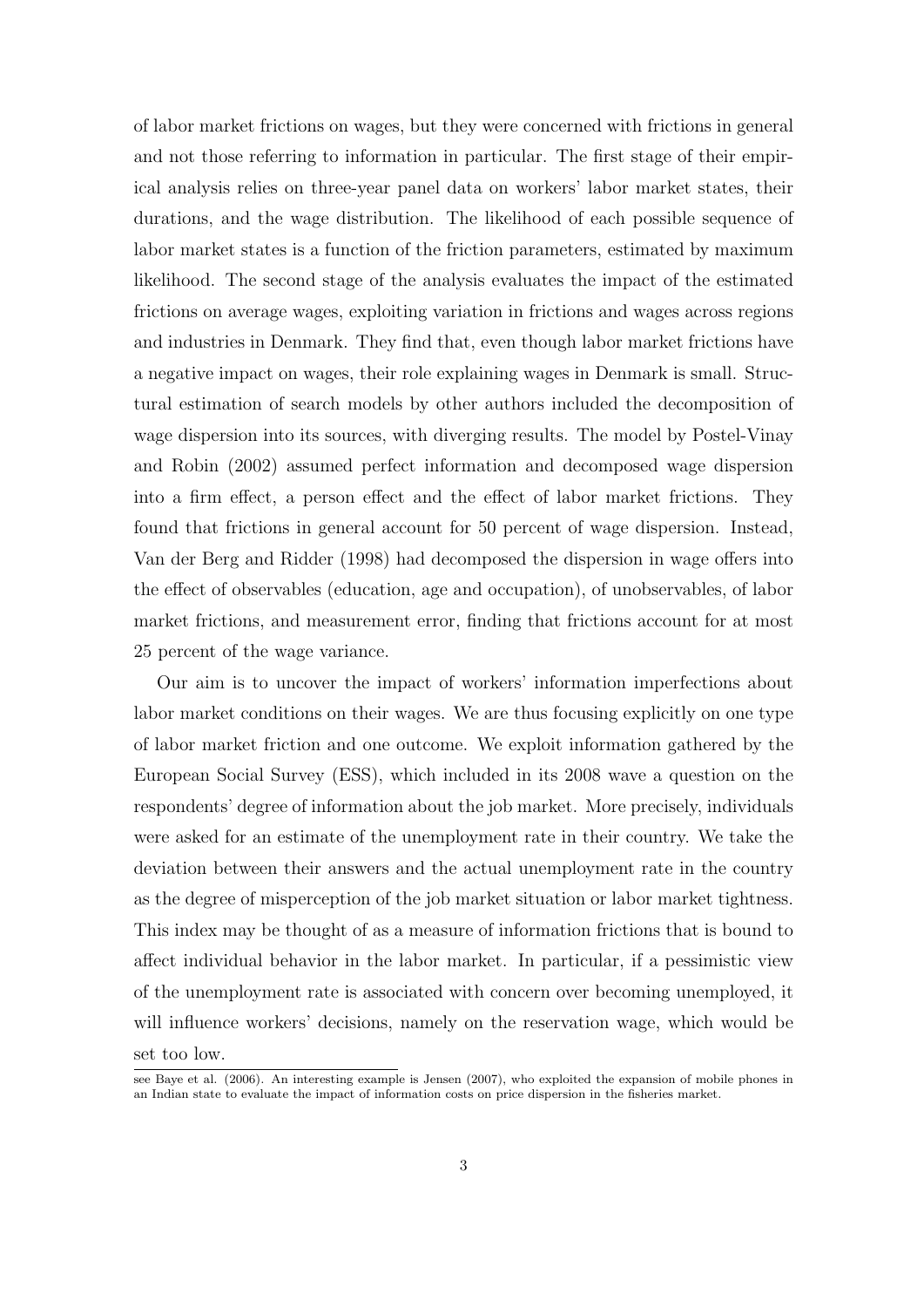of labor market frictions on wages, but they were concerned with frictions in general and not those referring to information in particular. The first stage of their empirical analysis relies on three-year panel data on workers' labor market states, their durations, and the wage distribution. The likelihood of each possible sequence of labor market states is a function of the friction parameters, estimated by maximum likelihood. The second stage of the analysis evaluates the impact of the estimated frictions on average wages, exploiting variation in frictions and wages across regions and industries in Denmark. They find that, even though labor market frictions have a negative impact on wages, their role explaining wages in Denmark is small. Structural estimation of search models by other authors included the decomposition of wage dispersion into its sources, with diverging results. The model by Postel-Vinay and Robin (2002) assumed perfect information and decomposed wage dispersion into a firm effect, a person effect and the effect of labor market frictions. They found that frictions in general account for 50 percent of wage dispersion. Instead, Van der Berg and Ridder (1998) had decomposed the dispersion in wage offers into the effect of observables (education, age and occupation), of unobservables, of labor market frictions, and measurement error, finding that frictions account for at most 25 percent of the wage variance.

Our aim is to uncover the impact of workers' information imperfections about labor market conditions on their wages. We are thus focusing explicitly on one type of labor market friction and one outcome. We exploit information gathered by the European Social Survey (ESS), which included in its 2008 wave a question on the respondents' degree of information about the job market. More precisely, individuals were asked for an estimate of the unemployment rate in their country. We take the deviation between their answers and the actual unemployment rate in the country as the degree of misperception of the job market situation or labor market tightness. This index may be thought of as a measure of information frictions that is bound to affect individual behavior in the labor market. In particular, if a pessimistic view of the unemployment rate is associated with concern over becoming unemployed, it will influence workers' decisions, namely on the reservation wage, which would be set too low.

see Baye et al. (2006). An interesting example is Jensen (2007), who exploited the expansion of mobile phones in an Indian state to evaluate the impact of information costs on price dispersion in the fisheries market.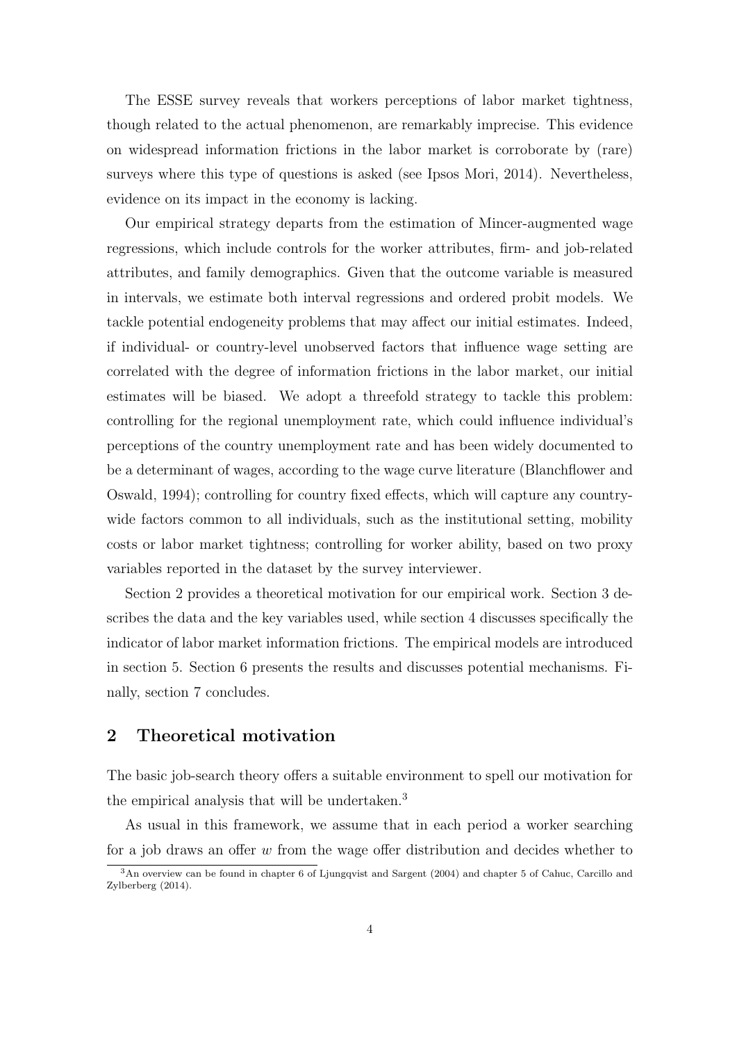The ESSE survey reveals that workers perceptions of labor market tightness, though related to the actual phenomenon, are remarkably imprecise. This evidence on widespread information frictions in the labor market is corroborate by (rare) surveys where this type of questions is asked (see Ipsos Mori, 2014). Nevertheless, evidence on its impact in the economy is lacking.

Our empirical strategy departs from the estimation of Mincer-augmented wage regressions, which include controls for the worker attributes, firm- and job-related attributes, and family demographics. Given that the outcome variable is measured in intervals, we estimate both interval regressions and ordered probit models. We tackle potential endogeneity problems that may affect our initial estimates. Indeed, if individual- or country-level unobserved factors that influence wage setting are correlated with the degree of information frictions in the labor market, our initial estimates will be biased. We adopt a threefold strategy to tackle this problem: controlling for the regional unemployment rate, which could influence individual's perceptions of the country unemployment rate and has been widely documented to be a determinant of wages, according to the wage curve literature (Blanchflower and Oswald, 1994); controlling for country fixed effects, which will capture any country-wide factors common to all individuals, such as the institutional setting, mobility costs or labor market tightness; controlling for worker ability, based on two proxy variables reported in the dataset by the survey interviewer.

Section 2 provides a theoretical motivation for our empirical work. Section 3 describes the data and the key variables used, while section 4 discusses specifically the indicator of labor market information frictions. The empirical models are introduced in section 5. Section 6 presents the results and discusses potential mechanisms. Finally, section 7 concludes.

## 2 Theoretical motivation

The basic job-search theory offers a suitable environment to spell our motivation for the empirical analysis that will be undertaken.[3]

As usual in this framework, we assume that in each period a worker searching for a job draws an offer $w$ from the wage offer distribution and decides whether to

[3] An overview can be found in chapter 6 of Ljungqvist and Sargent (2004) and chapter 5 of Cahuc, Carcillo and Zylberberg (2014).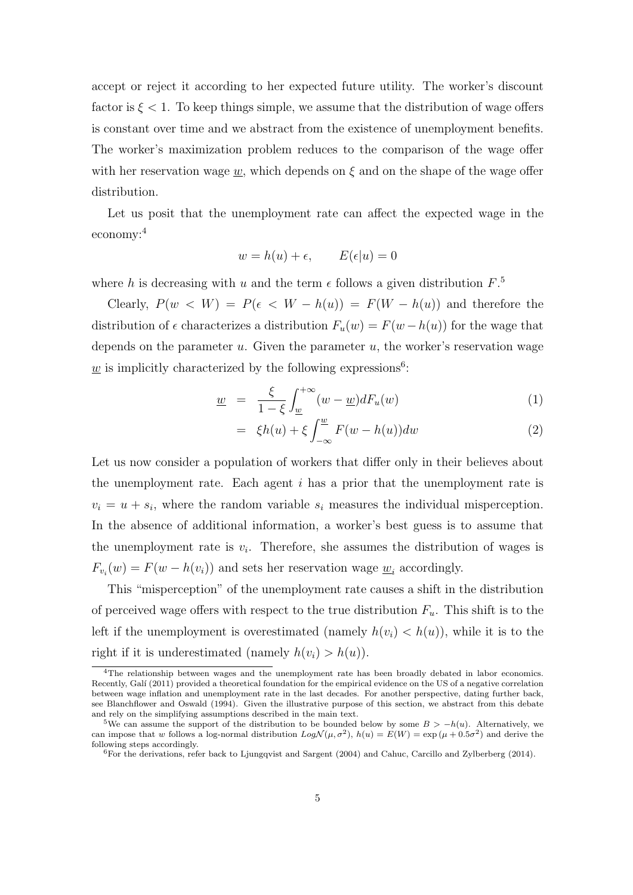accept or reject it according to her expected future utility. The worker's discount factor is $\xi < 1$. To keep things simple, we assume that the distribution of wage offers is constant over time and we abstract from the existence of unemployment benefits. The worker's maximization problem reduces to the comparison of the wage offer with her reservation wage $\underline{w}$, which depends on $\xi$ and on the shape of the wage offer distribution.

Let us posit that the unemployment rate can affect the expected wage in the economy:[4]

$$w = h(u) + \epsilon, \qquad E(\epsilon|u) = 0$$

where $h$ is decreasing with $u$ and the term $\epsilon$ follows a given distribution $F$.[5]

Clearly, $P(w < W) = P(\epsilon < W - h(u)) = F(W - h(u))$ and therefore the distribution of $\epsilon$ characterizes a distribution $F_u(w) = F(w - h(u))$ for the wage that depends on the parameter $u$. Given the parameter $u$, the worker's reservation wage $\underline{w}$ is implicitly characterized by the following expressions[6]:

$$\begin{aligned} \underline{w} &= \frac{\xi}{1-\xi}\int_{\underline{w}}^{+\infty}(w - \underline{w})dF_u(w) & (1) \\ &= \xi h(u) + \xi \int_{-\infty}^{\underline{w}} F(w - h(u))dw & (2) \end{aligned}$$

Let us now consider a population of workers that differ only in their believes about the unemployment rate. Each agent $i$ has a prior that the unemployment rate is $v_i = u + s_i$, where the random variable $s_i$ measures the individual misperception. In the absence of additional information, a worker's best guess is to assume that the unemployment rate is $v_i$. Therefore, she assumes the distribution of wages is $F_{v_i}(w) = F(w - h(v_i))$ and sets her reservation wage $\underline{w}_i$ accordingly.

This "misperception" of the unemployment rate causes a shift in the distribution of perceived wage offers with respect to the true distribution $F_u$. This shift is to the left if the unemployment is overestimated (namely $h(v_i) < h(u)$), while it is to the right if it is underestimated (namely $h(v_i) > h(u)$).

[4]The relationship between wages and the unemployment rate has been broadly debated in labor economics. Recently, Galí (2011) provided a theoretical foundation for the empirical evidence on the US of a negative correlation between wage inflation and unemployment rate in the last decades. For another perspective, dating further back, see Blanchflower and Oswald (1994). Given the illustrative purpose of this section, we abstract from this debate and rely on the simplifying assumptions described in the main text.

[5]We can assume the support of the distribution to be bounded below by some $B > -h(u)$. Alternatively, we can impose that $w$ follows a log-normal distribution $Log\mathcal{N}(\mu, \sigma^2)$, $h(u) = E(W) = \exp(\mu + 0.5\sigma^2)$ and derive the following steps accordingly.

[6]For the derivations, refer back to Ljungqvist and Sargent (2004) and Cahuc, Carcillo and Zylberberg (2014).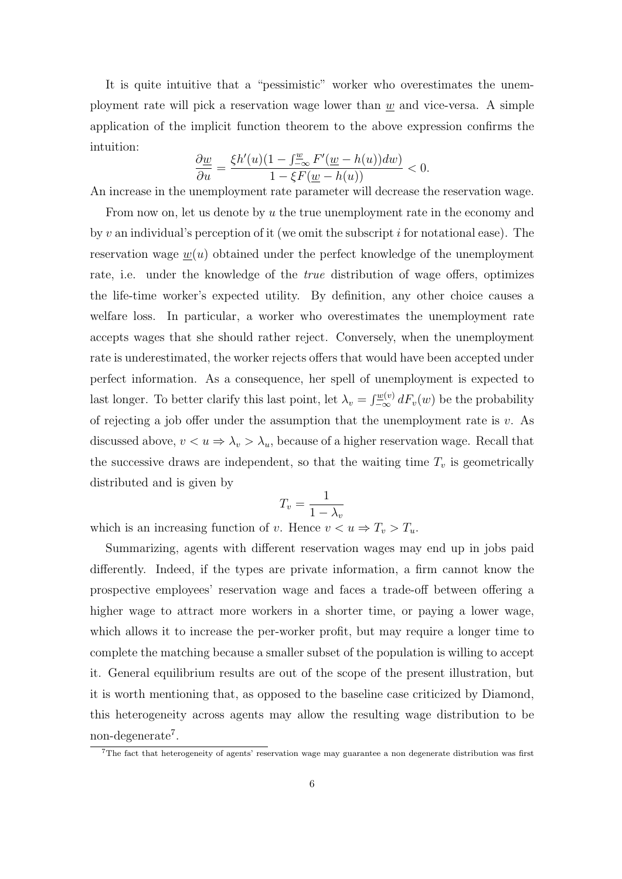It is quite intuitive that a "pessimistic" worker who overestimates the unemployment rate will pick a reservation wage lower than $\underline{w}$ and vice-versa. A simple application of the implicit function theorem to the above expression confirms the intuition:

$$\frac{\partial \underline{w}}{\partial u} = \frac{\xi h'(u)(1 - \int_{-\infty}^{\underline{w}} F'(\underline{w} - h(u))dw)}{1 - \xi F(\underline{w} - h(u))} < 0.$$

An increase in the unemployment rate parameter will decrease the reservation wage.

From now on, let us denote by $u$ the true unemployment rate in the economy and by $v$ an individual's perception of it (we omit the subscript $i$ for notational ease). The reservation wage $\underline{w}(u)$ obtained under the perfect knowledge of the unemployment rate, i.e. under the knowledge of the *true* distribution of wage offers, optimizes the life-time worker's expected utility. By definition, any other choice causes a welfare loss. In particular, a worker who overestimates the unemployment rate accepts wages that she should rather reject. Conversely, when the unemployment rate is underestimated, the worker rejects offers that would have been accepted under perfect information. As a consequence, her spell of unemployment is expected to last longer. To better clarify this last point, let $\lambda_v = \int_{-\infty}^{\underline{w}(v)} dF_v(w)$ be the probability of rejecting a job offer under the assumption that the unemployment rate is $v$. As discussed above, $v < u \Rightarrow \lambda_v > \lambda_u$, because of a higher reservation wage. Recall that the successive draws are independent, so that the waiting time $T_v$ is geometrically distributed and is given by

$$T_v = \frac{1}{1 - \lambda_v}$$

which is an increasing function of $v$. Hence $v < u \Rightarrow T_v > T_u$.

Summarizing, agents with different reservation wages may end up in jobs paid differently. Indeed, if the types are private information, a firm cannot know the prospective employees' reservation wage and faces a trade-off between offering a higher wage to attract more workers in a shorter time, or paying a lower wage, which allows it to increase the per-worker profit, but may require a longer time to complete the matching because a smaller subset of the population is willing to accept it. General equilibrium results are out of the scope of the present illustration, but it is worth mentioning that, as opposed to the baseline case criticized by Diamond, this heterogeneity across agents may allow the resulting wage distribution to be non-degenerate[7].

[7]The fact that heterogeneity of agents' reservation wage may guarantee a non degenerate distribution was first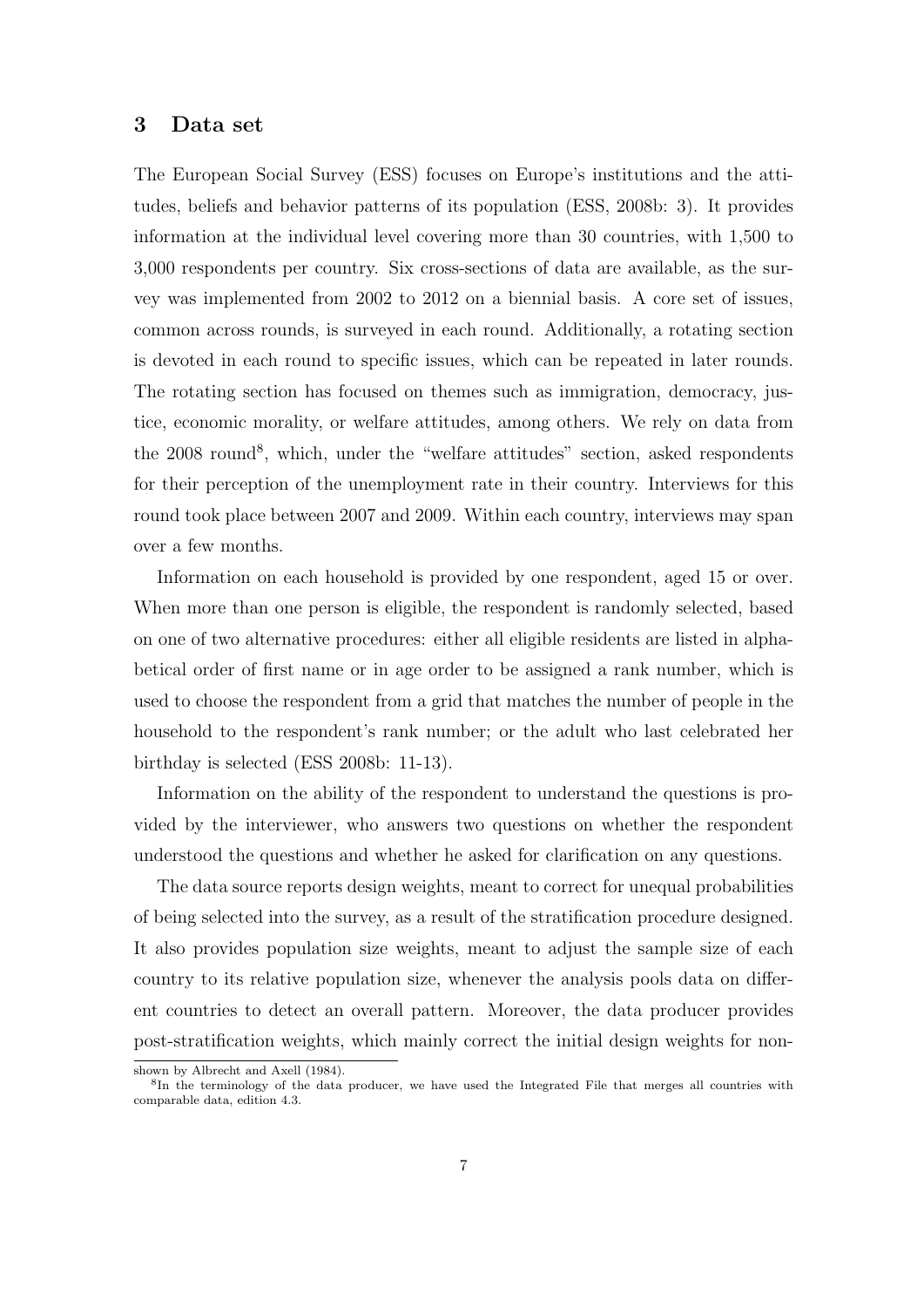## 3 Data set

The European Social Survey (ESS) focuses on Europe's institutions and the attitudes, beliefs and behavior patterns of its population (ESS, 2008b: 3). It provides information at the individual level covering more than 30 countries, with 1,500 to 3,000 respondents per country. Six cross-sections of data are available, as the survey was implemented from 2002 to 2012 on a biennial basis. A core set of issues, common across rounds, is surveyed in each round. Additionally, a rotating section is devoted in each round to specific issues, which can be repeated in later rounds. The rotating section has focused on themes such as immigration, democracy, justice, economic morality, or welfare attitudes, among others. We rely on data from the 2008 round[8], which, under the "welfare attitudes" section, asked respondents for their perception of the unemployment rate in their country. Interviews for this round took place between 2007 and 2009. Within each country, interviews may span over a few months.

Information on each household is provided by one respondent, aged 15 or over. When more than one person is eligible, the respondent is randomly selected, based on one of two alternative procedures: either all eligible residents are listed in alphabetical order of first name or in age order to be assigned a rank number, which is used to choose the respondent from a grid that matches the number of people in the household to the respondent's rank number; or the adult who last celebrated her birthday is selected (ESS 2008b: 11-13).

Information on the ability of the respondent to understand the questions is provided by the interviewer, who answers two questions on whether the respondent understood the questions and whether he asked for clarification on any questions.

The data source reports design weights, meant to correct for unequal probabilities of being selected into the survey, as a result of the stratification procedure designed. It also provides population size weights, meant to adjust the sample size of each country to its relative population size, whenever the analysis pools data on different countries to detect an overall pattern. Moreover, the data producer provides post-stratification weights, which mainly correct the initial design weights for non-

shown by Albrecht and Axell (1984).

[8] In the terminology of the data producer, we have used the Integrated File that merges all countries with comparable data, edition 4.3.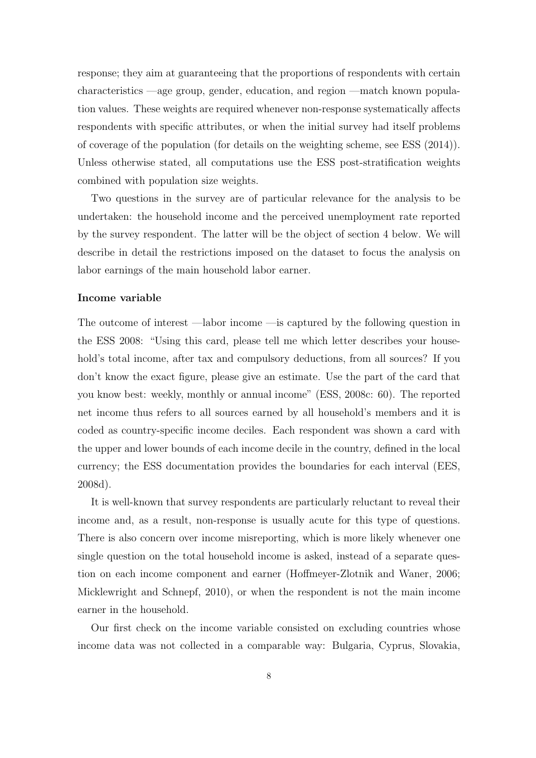response; they aim at guaranteeing that the proportions of respondents with certain characteristics —age group, gender, education, and region —match known population values. These weights are required whenever non-response systematically affects respondents with specific attributes, or when the initial survey had itself problems of coverage of the population (for details on the weighting scheme, see ESS (2014)). Unless otherwise stated, all computations use the ESS post-stratification weights combined with population size weights.

Two questions in the survey are of particular relevance for the analysis to be undertaken: the household income and the perceived unemployment rate reported by the survey respondent. The latter will be the object of section 4 below. We will describe in detail the restrictions imposed on the dataset to focus the analysis on labor earnings of the main household labor earner.

**Income variable**

The outcome of interest —labor income —is captured by the following question in the ESS 2008: "Using this card, please tell me which letter describes your household's total income, after tax and compulsory deductions, from all sources? If you don't know the exact figure, please give an estimate. Use the part of the card that you know best: weekly, monthly or annual income" (ESS, 2008c: 60). The reported net income thus refers to all sources earned by all household's members and it is coded as country-specific income deciles. Each respondent was shown a card with the upper and lower bounds of each income decile in the country, defined in the local currency; the ESS documentation provides the boundaries for each interval (EES, 2008d).

It is well-known that survey respondents are particularly reluctant to reveal their income and, as a result, non-response is usually acute for this type of questions. There is also concern over income misreporting, which is more likely whenever one single question on the total household income is asked, instead of a separate question on each income component and earner (Hoffmeyer-Zlotnik and Waner, 2006; Micklewright and Schnepf, 2010), or when the respondent is not the main income earner in the household.

Our first check on the income variable consisted on excluding countries whose income data was not collected in a comparable way: Bulgaria, Cyprus, Slovakia,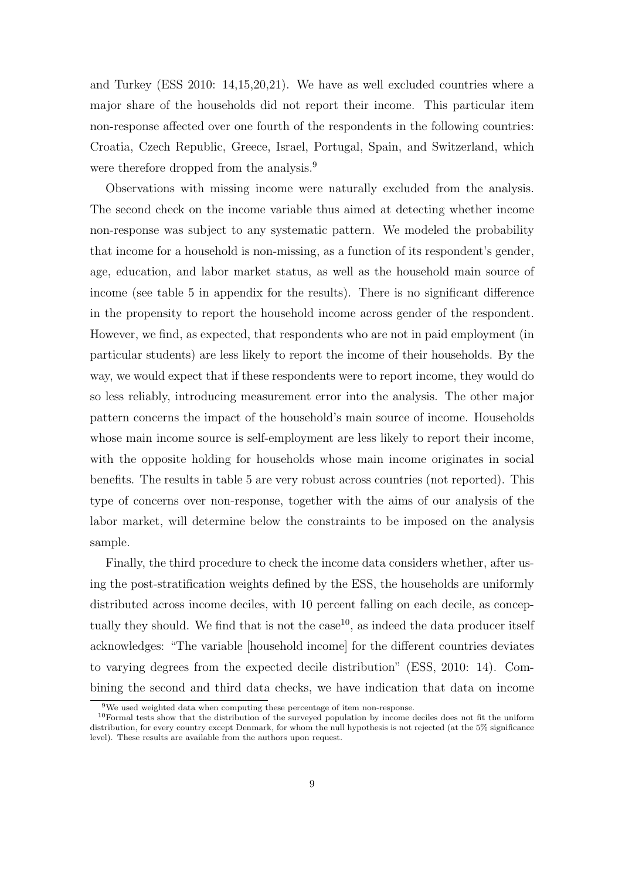and Turkey (ESS 2010: 14,15,20,21). We have as well excluded countries where a major share of the households did not report their income. This particular item non-response affected over one fourth of the respondents in the following countries: Croatia, Czech Republic, Greece, Israel, Portugal, Spain, and Switzerland, which were therefore dropped from the analysis.[9]

Observations with missing income were naturally excluded from the analysis. The second check on the income variable thus aimed at detecting whether income non-response was subject to any systematic pattern. We modeled the probability that income for a household is non-missing, as a function of its respondent's gender, age, education, and labor market status, as well as the household main source of income (see table 5 in appendix for the results). There is no significant difference in the propensity to report the household income across gender of the respondent. However, we find, as expected, that respondents who are not in paid employment (in particular students) are less likely to report the income of their households. By the way, we would expect that if these respondents were to report income, they would do so less reliably, introducing measurement error into the analysis. The other major pattern concerns the impact of the household's main source of income. Households whose main income source is self-employment are less likely to report their income, with the opposite holding for households whose main income originates in social benefits. The results in table 5 are very robust across countries (not reported). This type of concerns over non-response, together with the aims of our analysis of the labor market, will determine below the constraints to be imposed on the analysis sample.

Finally, the third procedure to check the income data considers whether, after using the post-stratification weights defined by the ESS, the households are uniformly distributed across income deciles, with 10 percent falling on each decile, as conceptually they should. We find that is not the case[10], as indeed the data producer itself acknowledges: "The variable [household income] for the different countries deviates to varying degrees from the expected decile distribution" (ESS, 2010: 14). Combining the second and third data checks, we have indication that data on income

[9] We used weighted data when computing these percentage of item non-response.

[10] Formal tests show that the distribution of the surveyed population by income deciles does not fit the uniform distribution, for every country except Denmark, for whom the null hypothesis is not rejected (at the 5% significance level). These results are available from the authors upon request.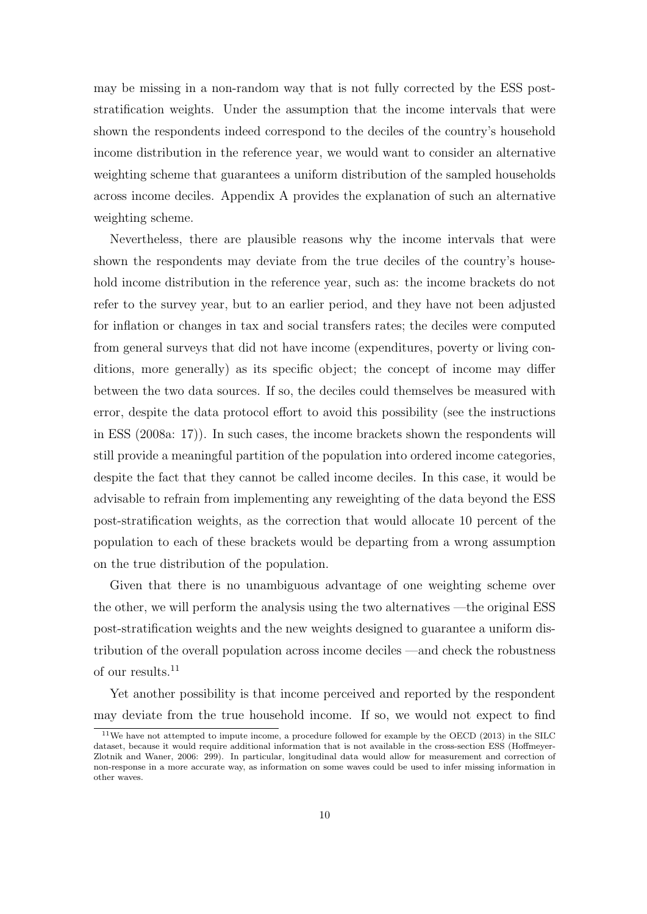may be missing in a non-random way that is not fully corrected by the ESS post-stratification weights. Under the assumption that the income intervals that were shown the respondents indeed correspond to the deciles of the country's household income distribution in the reference year, we would want to consider an alternative weighting scheme that guarantees a uniform distribution of the sampled households across income deciles. Appendix A provides the explanation of such an alternative weighting scheme.

Nevertheless, there are plausible reasons why the income intervals that were shown the respondents may deviate from the true deciles of the country's household income distribution in the reference year, such as: the income brackets do not refer to the survey year, but to an earlier period, and they have not been adjusted for inflation or changes in tax and social transfers rates; the deciles were computed from general surveys that did not have income (expenditures, poverty or living conditions, more generally) as its specific object; the concept of income may differ between the two data sources. If so, the deciles could themselves be measured with error, despite the data protocol effort to avoid this possibility (see the instructions in ESS (2008a: 17)). In such cases, the income brackets shown the respondents will still provide a meaningful partition of the population into ordered income categories, despite the fact that they cannot be called income deciles. In this case, it would be advisable to refrain from implementing any reweighting of the data beyond the ESS post-stratification weights, as the correction that would allocate 10 percent of the population to each of these brackets would be departing from a wrong assumption on the true distribution of the population.

Given that there is no unambiguous advantage of one weighting scheme over the other, we will perform the analysis using the two alternatives —the original ESS post-stratification weights and the new weights designed to guarantee a uniform distribution of the overall population across income deciles —and check the robustness of our results.[11]

Yet another possibility is that income perceived and reported by the respondent may deviate from the true household income. If so, we would not expect to find

[11] We have not attempted to impute income, a procedure followed for example by the OECD (2013) in the SILC dataset, because it would require additional information that is not available in the cross-section ESS (Hoffmeyer-Zlotnik and Waner, 2006: 299). In particular, longitudinal data would allow for measurement and correction of non-response in a more accurate way, as information on some waves could be used to infer missing information in other waves.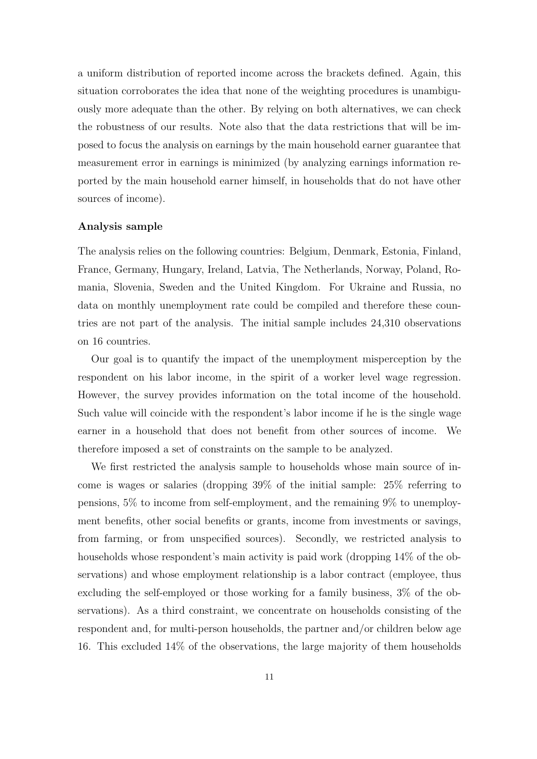a uniform distribution of reported income across the brackets defined. Again, this situation corroborates the idea that none of the weighting procedures is unambiguously more adequate than the other. By relying on both alternatives, we can check the robustness of our results. Note also that the data restrictions that will be imposed to focus the analysis on earnings by the main household earner guarantee that measurement error in earnings is minimized (by analyzing earnings information reported by the main household earner himself, in households that do not have other sources of income).

**Analysis sample**

The analysis relies on the following countries: Belgium, Denmark, Estonia, Finland, France, Germany, Hungary, Ireland, Latvia, The Netherlands, Norway, Poland, Romania, Slovenia, Sweden and the United Kingdom. For Ukraine and Russia, no data on monthly unemployment rate could be compiled and therefore these countries are not part of the analysis. The initial sample includes 24,310 observations on 16 countries.

Our goal is to quantify the impact of the unemployment misperception by the respondent on his labor income, in the spirit of a worker level wage regression. However, the survey provides information on the total income of the household. Such value will coincide with the respondent's labor income if he is the single wage earner in a household that does not benefit from other sources of income. We therefore imposed a set of constraints on the sample to be analyzed.

We first restricted the analysis sample to households whose main source of income is wages or salaries (dropping 39% of the initial sample: 25% referring to pensions, 5% to income from self-employment, and the remaining 9% to unemployment benefits, other social benefits or grants, income from investments or savings, from farming, or from unspecified sources). Secondly, we restricted analysis to households whose respondent's main activity is paid work (dropping 14% of the observations) and whose employment relationship is a labor contract (employee, thus excluding the self-employed or those working for a family business, 3% of the observations). As a third constraint, we concentrate on households consisting of the respondent and, for multi-person households, the partner and/or children below age 16. This excluded 14% of the observations, the large majority of them households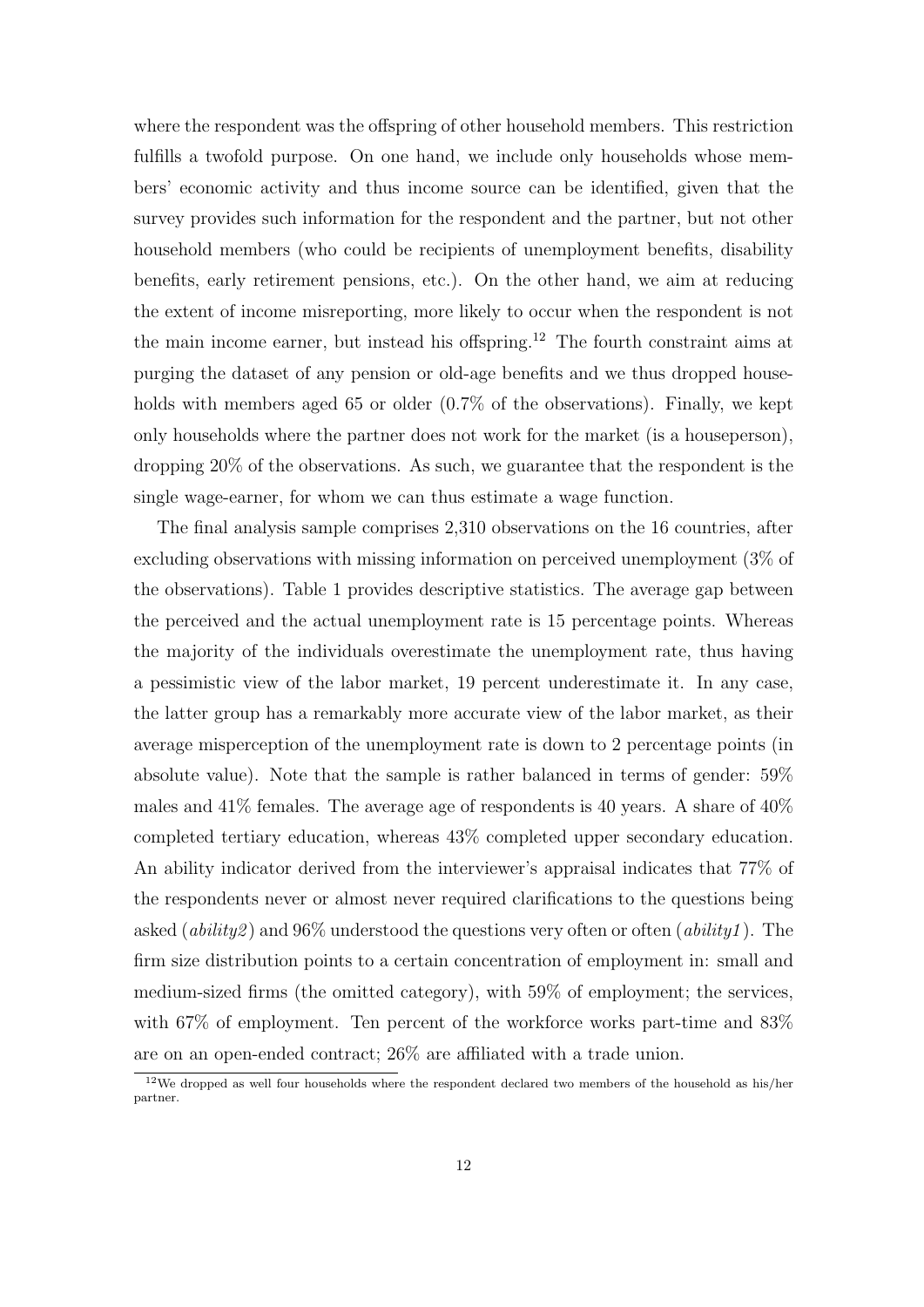where the respondent was the offspring of other household members. This restriction fulfills a twofold purpose. On one hand, we include only households whose members' economic activity and thus income source can be identified, given that the survey provides such information for the respondent and the partner, but not other household members (who could be recipients of unemployment benefits, disability benefits, early retirement pensions, etc.). On the other hand, we aim at reducing the extent of income misreporting, more likely to occur when the respondent is not the main income earner, but instead his offspring.[12] The fourth constraint aims at purging the dataset of any pension or old-age benefits and we thus dropped households with members aged 65 or older (0.7% of the observations). Finally, we kept only households where the partner does not work for the market (is a houseperson), dropping 20% of the observations. As such, we guarantee that the respondent is the single wage-earner, for whom we can thus estimate a wage function.

The final analysis sample comprises 2,310 observations on the 16 countries, after excluding observations with missing information on perceived unemployment (3% of the observations). Table 1 provides descriptive statistics. The average gap between the perceived and the actual unemployment rate is 15 percentage points. Whereas the majority of the individuals overestimate the unemployment rate, thus having a pessimistic view of the labor market, 19 percent underestimate it. In any case, the latter group has a remarkably more accurate view of the labor market, as their average misperception of the unemployment rate is down to 2 percentage points (in absolute value). Note that the sample is rather balanced in terms of gender: 59% males and 41% females. The average age of respondents is 40 years. A share of 40% completed tertiary education, whereas 43% completed upper secondary education. An ability indicator derived from the interviewer's appraisal indicates that 77% of the respondents never or almost never required clarifications to the questions being asked (*ability2*) and 96% understood the questions very often or often (*ability1*). The firm size distribution points to a certain concentration of employment in: small and medium-sized firms (the omitted category), with 59% of employment; the services, with 67% of employment. Ten percent of the workforce works part-time and 83% are on an open-ended contract; 26% are affiliated with a trade union.

[12]We dropped as well four households where the respondent declared two members of the household as his/her partner.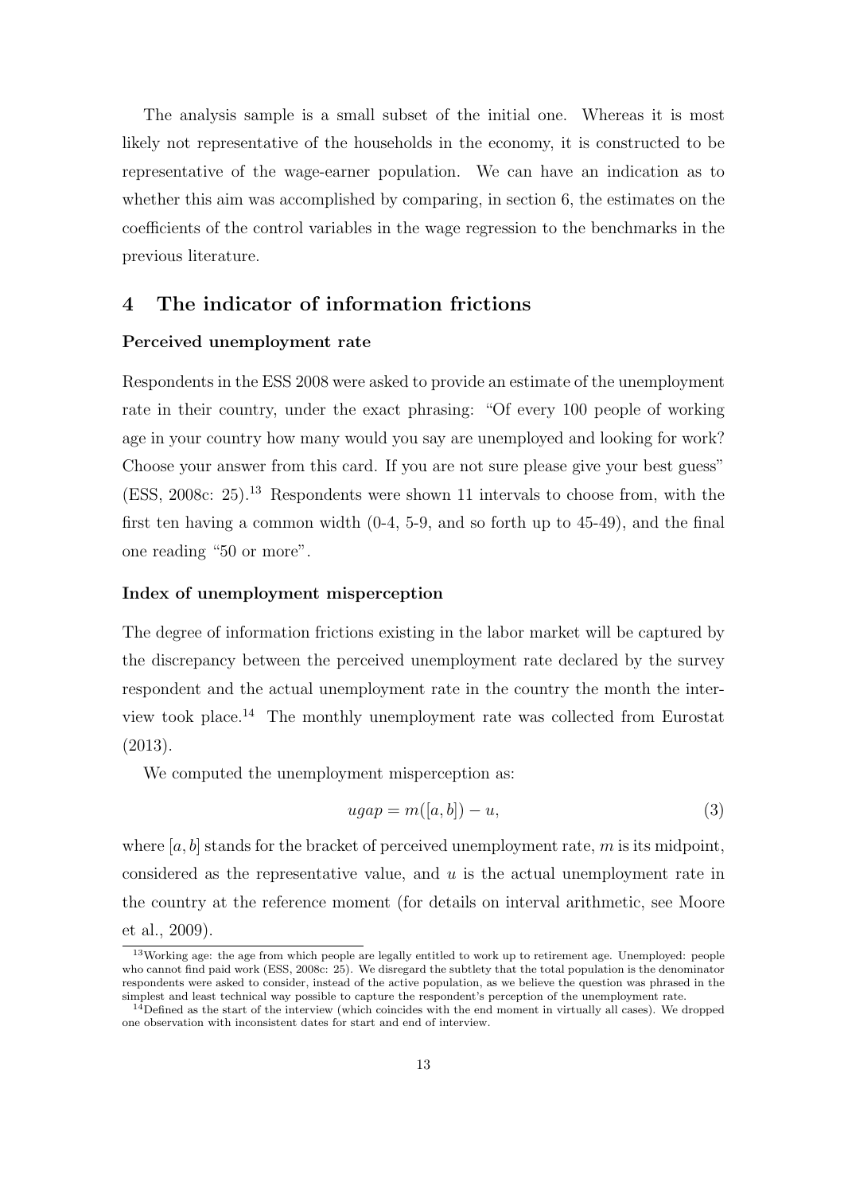The analysis sample is a small subset of the initial one. Whereas it is most likely not representative of the households in the economy, it is constructed to be representative of the wage-earner population. We can have an indication as to whether this aim was accomplished by comparing, in section 6, the estimates on the coefficients of the control variables in the wage regression to the benchmarks in the previous literature.

## 4 The indicator of information frictions

### Perceived unemployment rate

Respondents in the ESS 2008 were asked to provide an estimate of the unemployment rate in their country, under the exact phrasing: "Of every 100 people of working age in your country how many would you say are unemployed and looking for work? Choose your answer from this card. If you are not sure please give your best guess" (ESS, 2008c: 25).[13] Respondents were shown 11 intervals to choose from, with the first ten having a common width (0-4, 5-9, and so forth up to 45-49), and the final one reading "50 or more".

### Index of unemployment misperception

The degree of information frictions existing in the labor market will be captured by the discrepancy between the perceived unemployment rate declared by the survey respondent and the actual unemployment rate in the country the month the interview took place.[14] The monthly unemployment rate was collected from Eurostat (2013).

We computed the unemployment misperception as:

$$ugap = m([a, b]) - u, \tag{3}$$

where $[a, b]$ stands for the bracket of perceived unemployment rate, $m$ is its midpoint, considered as the representative value, and $u$ is the actual unemployment rate in the country at the reference moment (for details on interval arithmetic, see Moore et al., 2009).

[13] Working age: the age from which people are legally entitled to work up to retirement age. Unemployed: people who cannot find paid work (ESS, 2008c: 25). We disregard the subtlety that the total population is the denominator respondents were asked to consider, instead of the active population, as we believe the question was phrased in the simplest and least technical way possible to capture the respondent's perception of the unemployment rate.

[14] Defined as the start of the interview (which coincides with the end moment in virtually all cases). We dropped one observation with inconsistent dates for start and end of interview.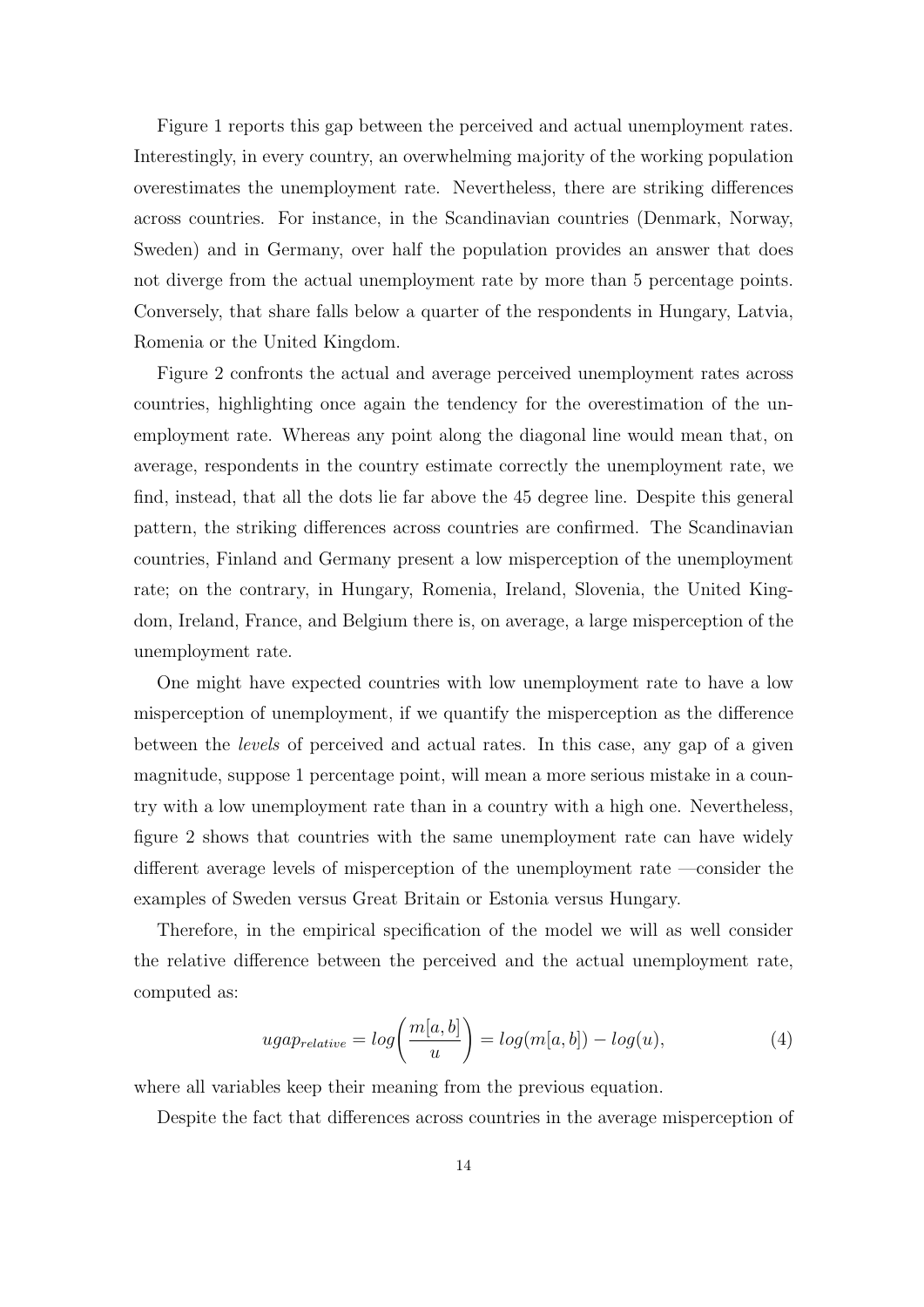Figure 1 reports this gap between the perceived and actual unemployment rates. Interestingly, in every country, an overwhelming majority of the working population overestimates the unemployment rate. Nevertheless, there are striking differences across countries. For instance, in the Scandinavian countries (Denmark, Norway, Sweden) and in Germany, over half the population provides an answer that does not diverge from the actual unemployment rate by more than 5 percentage points. Conversely, that share falls below a quarter of the respondents in Hungary, Latvia, Romenia or the United Kingdom.

Figure 2 confronts the actual and average perceived unemployment rates across countries, highlighting once again the tendency for the overestimation of the unemployment rate. Whereas any point along the diagonal line would mean that, on average, respondents in the country estimate correctly the unemployment rate, we find, instead, that all the dots lie far above the 45 degree line. Despite this general pattern, the striking differences across countries are confirmed. The Scandinavian countries, Finland and Germany present a low misperception of the unemployment rate; on the contrary, in Hungary, Romenia, Ireland, Slovenia, the United Kingdom, Ireland, France, and Belgium there is, on average, a large misperception of the unemployment rate.

One might have expected countries with low unemployment rate to have a low misperception of unemployment, if we quantify the misperception as the difference between the *levels* of perceived and actual rates. In this case, any gap of a given magnitude, suppose 1 percentage point, will mean a more serious mistake in a country with a low unemployment rate than in a country with a high one. Nevertheless, figure 2 shows that countries with the same unemployment rate can have widely different average levels of misperception of the unemployment rate —consider the examples of Sweden versus Great Britain or Estonia versus Hungary.

Therefore, in the empirical specification of the model we will as well consider the relative difference between the perceived and the actual unemployment rate, computed as:

$$ugap_{relative} = log\left(\frac{m[a,b]}{u}\right) = log(m[a,b]) - log(u), \tag{4}$$

where all variables keep their meaning from the previous equation.

Despite the fact that differences across countries in the average misperception of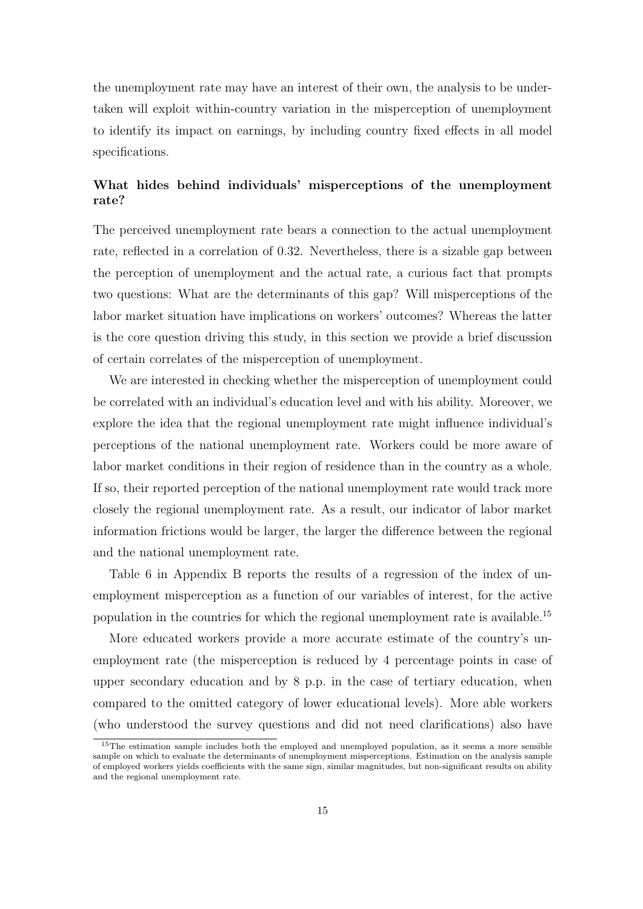the unemployment rate may have an interest of their own, the analysis to be undertaken will exploit within-country variation in the misperception of unemployment to identify its impact on earnings, by including country fixed effects in all model specifications.

### What hides behind individuals' misperceptions of the unemployment rate?

The perceived unemployment rate bears a connection to the actual unemployment rate, reflected in a correlation of 0.32. Nevertheless, there is a sizable gap between the perception of unemployment and the actual rate, a curious fact that prompts two questions: What are the determinants of this gap? Will misperceptions of the labor market situation have implications on workers' outcomes? Whereas the latter is the core question driving this study, in this section we provide a brief discussion of certain correlates of the misperception of unemployment.

We are interested in checking whether the misperception of unemployment could be correlated with an individual's education level and with his ability. Moreover, we explore the idea that the regional unemployment rate might influence individual's perceptions of the national unemployment rate. Workers could be more aware of labor market conditions in their region of residence than in the country as a whole. If so, their reported perception of the national unemployment rate would track more closely the regional unemployment rate. As a result, our indicator of labor market information frictions would be larger, the larger the difference between the regional and the national unemployment rate.

Table 6 in Appendix B reports the results of a regression of the index of unemployment misperception as a function of our variables of interest, for the active population in the countries for which the regional unemployment rate is available.[15]

More educated workers provide a more accurate estimate of the country's unemployment rate (the misperception is reduced by 4 percentage points in case of upper secondary education and by 8 p.p. in the case of tertiary education, when compared to the omitted category of lower educational levels). More able workers (who understood the survey questions and did not need clarifications) also have

[15]The estimation sample includes both the employed and unemployed population, as it seems a more sensible sample on which to evaluate the determinants of unemployment misperceptions. Estimation on the analysis sample of employed workers yields coefficients with the same sign, similar magnitudes, but non-significant results on ability and the regional unemployment rate.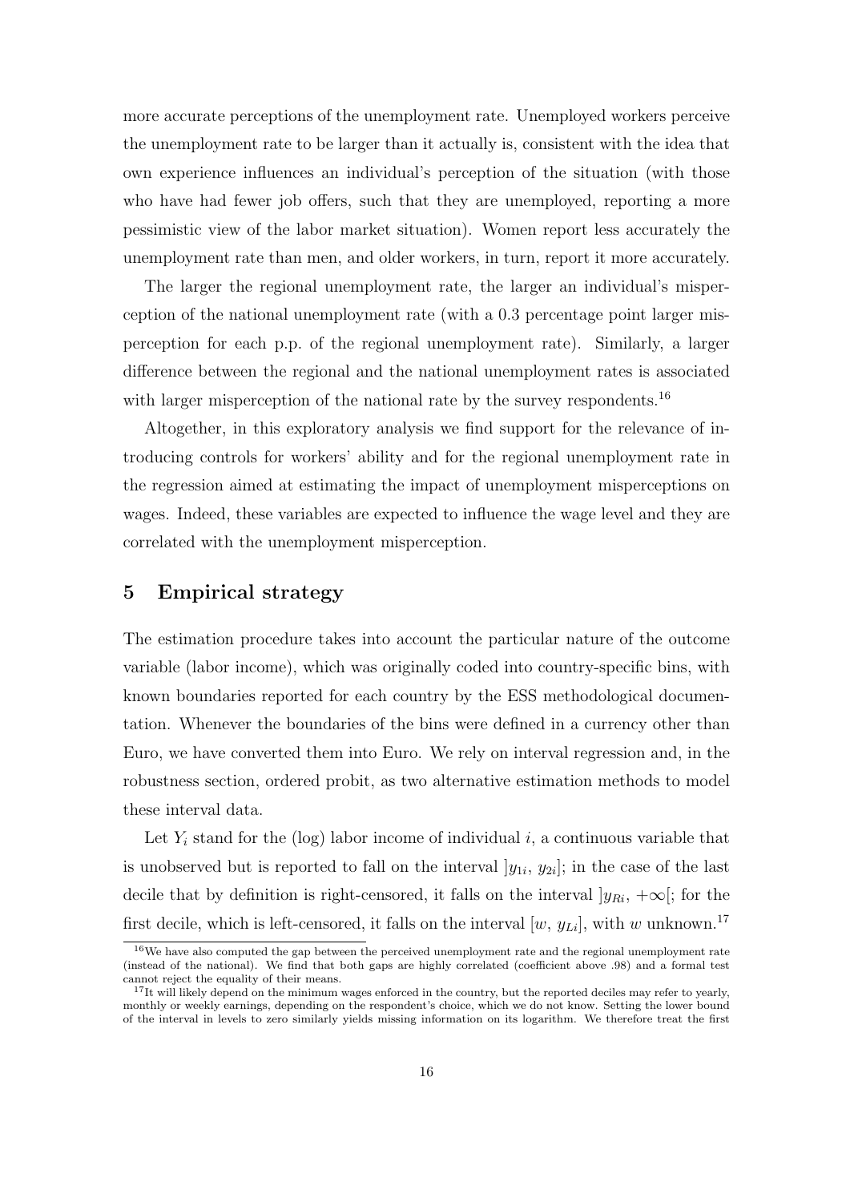more accurate perceptions of the unemployment rate. Unemployed workers perceive the unemployment rate to be larger than it actually is, consistent with the idea that own experience influences an individual's perception of the situation (with those who have had fewer job offers, such that they are unemployed, reporting a more pessimistic view of the labor market situation). Women report less accurately the unemployment rate than men, and older workers, in turn, report it more accurately.

The larger the regional unemployment rate, the larger an individual's misperception of the national unemployment rate (with a 0.3 percentage point larger misperception for each p.p. of the regional unemployment rate). Similarly, a larger difference between the regional and the national unemployment rates is associated with larger misperception of the national rate by the survey respondents.[16]

Altogether, in this exploratory analysis we find support for the relevance of introducing controls for workers' ability and for the regional unemployment rate in the regression aimed at estimating the impact of unemployment misperceptions on wages. Indeed, these variables are expected to influence the wage level and they are correlated with the unemployment misperception.

## 5 Empirical strategy

The estimation procedure takes into account the particular nature of the outcome variable (labor income), which was originally coded into country-specific bins, with known boundaries reported for each country by the ESS methodological documentation. Whenever the boundaries of the bins were defined in a currency other than Euro, we have converted them into Euro. We rely on interval regression and, in the robustness section, ordered probit, as two alternative estimation methods to model these interval data.

Let $Y_i$ stand for the (log) labor income of individual $i$, a continuous variable that is unobserved but is reported to fall on the interval $]y_{1i},\, y_{2i}]$; in the case of the last decile that by definition is right-censored, it falls on the interval $]y_{Ri},\, +\infty[$; for the first decile, which is left-censored, it falls on the interval $[w,\, y_{Li}]$, with $w$ unknown.[17]

[16] We have also computed the gap between the perceived unemployment rate and the regional unemployment rate (instead of the national). We find that both gaps are highly correlated (coefficient above .98) and a formal test cannot reject the equality of their means.

[17] It will likely depend on the minimum wages enforced in the country, but the reported deciles may refer to yearly, monthly or weekly earnings, depending on the respondent's choice, which we do not know. Setting the lower bound of the interval in levels to zero similarly yields missing information on its logarithm. We therefore treat the first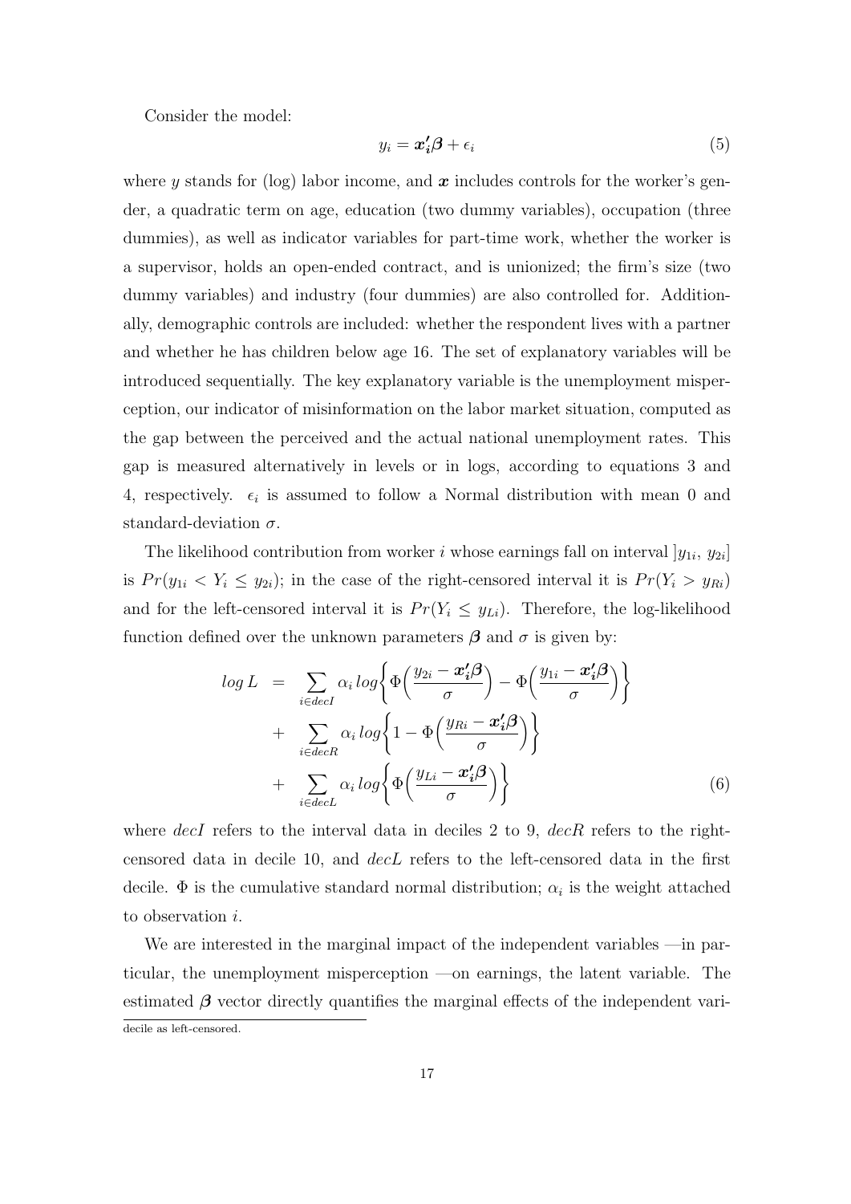Consider the model:

$$y_i = \boldsymbol{x_i'\beta} + \epsilon_i \tag{5}$$

where $y$ stands for (log) labor income, and $\boldsymbol{x}$ includes controls for the worker's gender, a quadratic term on age, education (two dummy variables), occupation (three dummies), as well as indicator variables for part-time work, whether the worker is a supervisor, holds an open-ended contract, and is unionized; the firm's size (two dummy variables) and industry (four dummies) are also controlled for. Additionally, demographic controls are included: whether the respondent lives with a partner and whether he has children below age 16. The set of explanatory variables will be introduced sequentially. The key explanatory variable is the unemployment misperception, our indicator of misinformation on the labor market situation, computed as the gap between the perceived and the actual national unemployment rates. This gap is measured alternatively in levels or in logs, according to equations 3 and 4, respectively. $\epsilon_i$ is assumed to follow a Normal distribution with mean 0 and standard-deviation $\sigma$.

The likelihood contribution from worker $i$ whose earnings fall on interval $]y_{1i},\, y_{2i}]$ is $Pr(y_{1i} < Y_i \leq y_{2i})$; in the case of the right-censored interval it is $Pr(Y_i > y_{Ri})$ and for the left-censored interval it is $Pr(Y_i \leq y_{Li})$. Therefore, the log-likelihood function defined over the unknown parameters $\boldsymbol{\beta}$ and $\sigma$ is given by:

$$\begin{aligned} log\, L &= \sum_{i \in decI} \alpha_i\, log\left\{ \Phi\left(\frac{y_{2i} - \boldsymbol{x_i'\beta}}{\sigma}\right) - \Phi\left(\frac{y_{1i} - \boldsymbol{x_i'\beta}}{\sigma}\right) \right\} \\ &+ \sum_{i \in decR} \alpha_i\, log\left\{ 1 - \Phi\left(\frac{y_{Ri} - \boldsymbol{x_i'\beta}}{\sigma}\right) \right\} \\ &+ \sum_{i \in decL} \alpha_i\, log\left\{ \Phi\left(\frac{y_{Li} - \boldsymbol{x_i'\beta}}{\sigma}\right) \right\} \end{aligned} \tag{6}$$

where $decI$ refers to the interval data in deciles 2 to 9, $decR$ refers to the right-censored data in decile 10, and $decL$ refers to the left-censored data in the first decile. $\Phi$ is the cumulative standard normal distribution; $\alpha_i$ is the weight attached to observation $i$.

We are interested in the marginal impact of the independent variables —in particular, the unemployment misperception —on earnings, the latent variable. The estimated $\boldsymbol{\beta}$ vector directly quantifies the marginal effects of the independent vari-

decile as left-censored.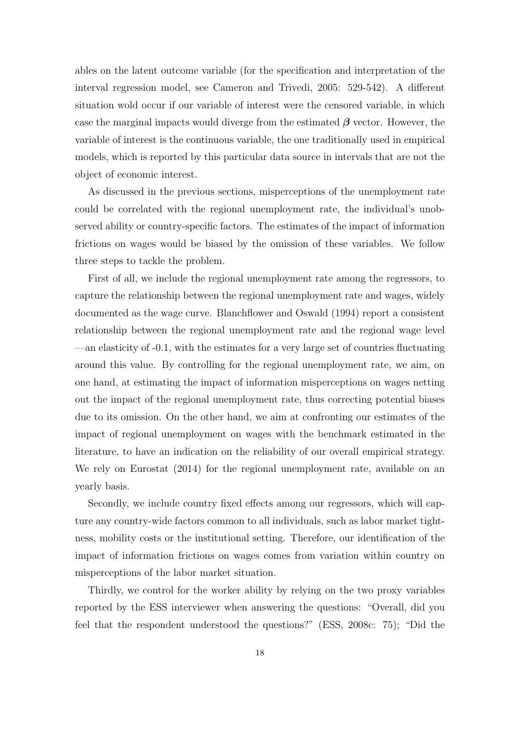ables on the latent outcome variable (for the specification and interpretation of the interval regression model, see Cameron and Trivedi, 2005: 529-542). A different situation wold occur if our variable of interest were the censored variable, in which case the marginal impacts would diverge from the estimated $\boldsymbol{\beta}$ vector. However, the variable of interest is the continuous variable, the one traditionally used in empirical models, which is reported by this particular data source in intervals that are not the object of economic interest.

As discussed in the previous sections, misperceptions of the unemployment rate could be correlated with the regional unemployment rate, the individual's unobserved ability or country-specific factors. The estimates of the impact of information frictions on wages would be biased by the omission of these variables. We follow three steps to tackle the problem.

First of all, we include the regional unemployment rate among the regressors, to capture the relationship between the regional unemployment rate and wages, widely documented as the wage curve. Blanchflower and Oswald (1994) report a consistent relationship between the regional unemployment rate and the regional wage level —an elasticity of -0.1, with the estimates for a very large set of countries fluctuating around this value. By controlling for the regional unemployment rate, we aim, on one hand, at estimating the impact of information misperceptions on wages netting out the impact of the regional unemployment rate, thus correcting potential biases due to its omission. On the other hand, we aim at confronting our estimates of the impact of regional unemployment on wages with the benchmark estimated in the literature, to have an indication on the reliability of our overall empirical strategy. We rely on Eurostat (2014) for the regional unemployment rate, available on an yearly basis.

Secondly, we include country fixed effects among our regressors, which will capture any country-wide factors common to all individuals, such as labor market tightness, mobility costs or the institutional setting. Therefore, our identification of the impact of information frictions on wages comes from variation within country on misperceptions of the labor market situation.

Thirdly, we control for the worker ability by relying on the two proxy variables reported by the ESS interviewer when answering the questions: "Overall, did you feel that the respondent understood the questions?" (ESS, 2008c: 75); "Did the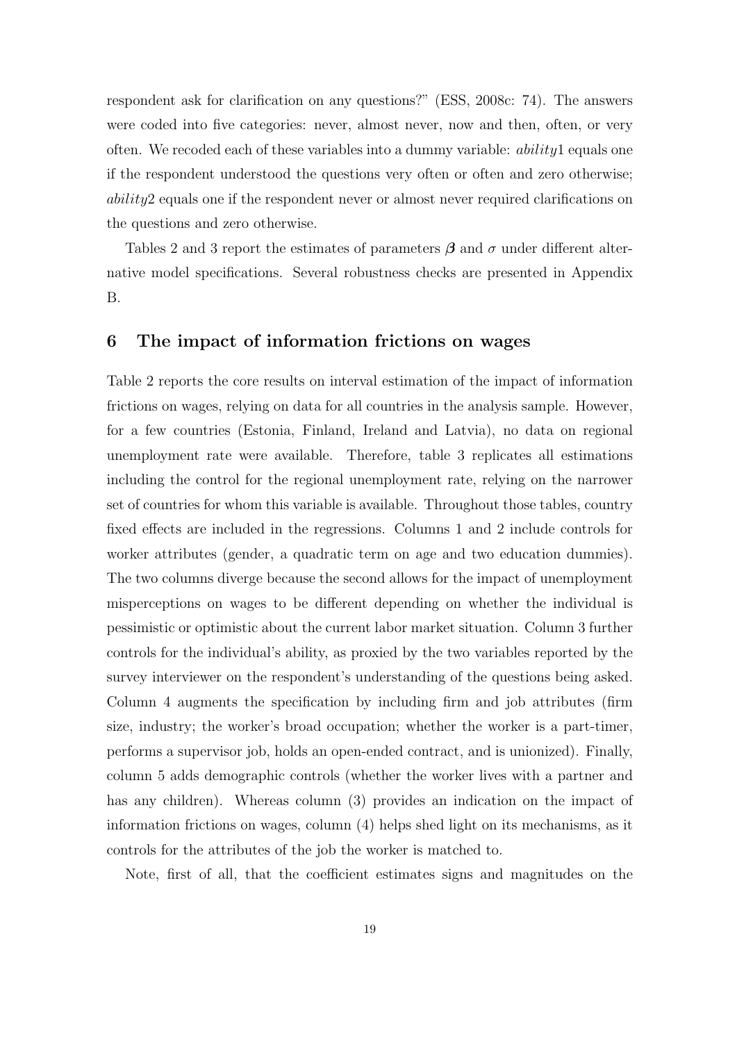respondent ask for clarification on any questions?" (ESS, 2008c: 74). The answers were coded into five categories: never, almost never, now and then, often, or very often. We recoded each of these variables into a dummy variable: $ability1$ equals one if the respondent understood the questions very often or often and zero otherwise; $ability2$ equals one if the respondent never or almost never required clarifications on the questions and zero otherwise.

Tables 2 and 3 report the estimates of parameters $\boldsymbol{\beta}$ and $\sigma$ under different alternative model specifications. Several robustness checks are presented in Appendix B.

## 6 The impact of information frictions on wages

Table 2 reports the core results on interval estimation of the impact of information frictions on wages, relying on data for all countries in the analysis sample. However, for a few countries (Estonia, Finland, Ireland and Latvia), no data on regional unemployment rate were available. Therefore, table 3 replicates all estimations including the control for the regional unemployment rate, relying on the narrower set of countries for whom this variable is available. Throughout those tables, country fixed effects are included in the regressions. Columns 1 and 2 include controls for worker attributes (gender, a quadratic term on age and two education dummies). The two columns diverge because the second allows for the impact of unemployment misperceptions on wages to be different depending on whether the individual is pessimistic or optimistic about the current labor market situation. Column 3 further controls for the individual's ability, as proxied by the two variables reported by the survey interviewer on the respondent's understanding of the questions being asked. Column 4 augments the specification by including firm and job attributes (firm size, industry; the worker's broad occupation; whether the worker is a part-timer, performs a supervisor job, holds an open-ended contract, and is unionized). Finally, column 5 adds demographic controls (whether the worker lives with a partner and has any children). Whereas column (3) provides an indication on the impact of information frictions on wages, column (4) helps shed light on its mechanisms, as it controls for the attributes of the job the worker is matched to.

Note, first of all, that the coefficient estimates signs and magnitudes on the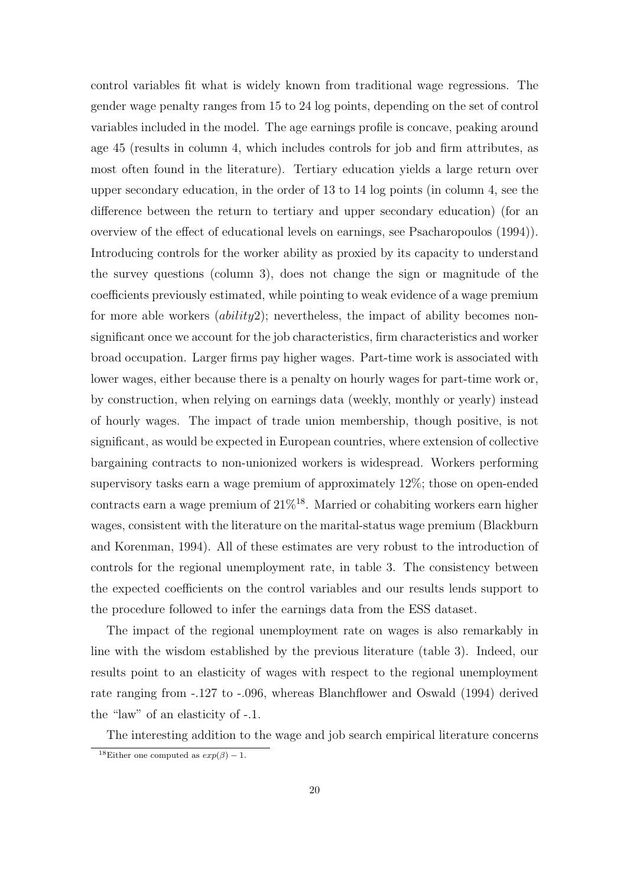control variables fit what is widely known from traditional wage regressions. The gender wage penalty ranges from 15 to 24 log points, depending on the set of control variables included in the model. The age earnings profile is concave, peaking around age 45 (results in column 4, which includes controls for job and firm attributes, as most often found in the literature). Tertiary education yields a large return over upper secondary education, in the order of 13 to 14 log points (in column 4, see the difference between the return to tertiary and upper secondary education) (for an overview of the effect of educational levels on earnings, see Psacharopoulos (1994)). Introducing controls for the worker ability as proxied by its capacity to understand the survey questions (column 3), does not change the sign or magnitude of the coefficients previously estimated, while pointing to weak evidence of a wage premium for more able workers (*ability*2); nevertheless, the impact of ability becomes non-significant once we account for the job characteristics, firm characteristics and worker broad occupation. Larger firms pay higher wages. Part-time work is associated with lower wages, either because there is a penalty on hourly wages for part-time work or, by construction, when relying on earnings data (weekly, monthly or yearly) instead of hourly wages. The impact of trade union membership, though positive, is not significant, as would be expected in European countries, where extension of collective bargaining contracts to non-unionized workers is widespread. Workers performing supervisory tasks earn a wage premium of approximately 12%; those on open-ended contracts earn a wage premium of 21%[18]. Married or cohabiting workers earn higher wages, consistent with the literature on the marital-status wage premium (Blackburn and Korenman, 1994). All of these estimates are very robust to the introduction of controls for the regional unemployment rate, in table 3. The consistency between the expected coefficients on the control variables and our results lends support to the procedure followed to infer the earnings data from the ESS dataset.

The impact of the regional unemployment rate on wages is also remarkably in line with the wisdom established by the previous literature (table 3). Indeed, our results point to an elasticity of wages with respect to the regional unemployment rate ranging from -.127 to -.096, whereas Blanchflower and Oswald (1994) derived the "law" of an elasticity of -.1.

The interesting addition to the wage and job search empirical literature concerns

[18] Either one computed as $exp(\beta) - 1$.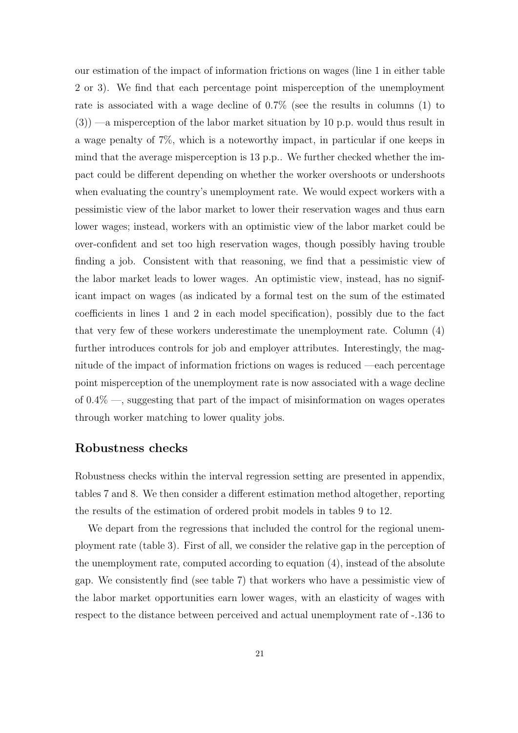our estimation of the impact of information frictions on wages (line 1 in either table 2 or 3). We find that each percentage point misperception of the unemployment rate is associated with a wage decline of 0.7% (see the results in columns (1) to (3)) —a misperception of the labor market situation by 10 p.p. would thus result in a wage penalty of 7%, which is a noteworthy impact, in particular if one keeps in mind that the average misperception is 13 p.p.. We further checked whether the impact could be different depending on whether the worker overshoots or undershoots when evaluating the country's unemployment rate. We would expect workers with a pessimistic view of the labor market to lower their reservation wages and thus earn lower wages; instead, workers with an optimistic view of the labor market could be over-confident and set too high reservation wages, though possibly having trouble finding a job. Consistent with that reasoning, we find that a pessimistic view of the labor market leads to lower wages. An optimistic view, instead, has no significant impact on wages (as indicated by a formal test on the sum of the estimated coefficients in lines 1 and 2 in each model specification), possibly due to the fact that very few of these workers underestimate the unemployment rate. Column (4) further introduces controls for job and employer attributes. Interestingly, the magnitude of the impact of information frictions on wages is reduced —each percentage point misperception of the unemployment rate is now associated with a wage decline of 0.4% —, suggesting that part of the impact of misinformation on wages operates through worker matching to lower quality jobs.

## Robustness checks

Robustness checks within the interval regression setting are presented in appendix, tables 7 and 8. We then consider a different estimation method altogether, reporting the results of the estimation of ordered probit models in tables 9 to 12.

We depart from the regressions that included the control for the regional unemployment rate (table 3). First of all, we consider the relative gap in the perception of the unemployment rate, computed according to equation (4), instead of the absolute gap. We consistently find (see table 7) that workers who have a pessimistic view of the labor market opportunities earn lower wages, with an elasticity of wages with respect to the distance between perceived and actual unemployment rate of -.136 to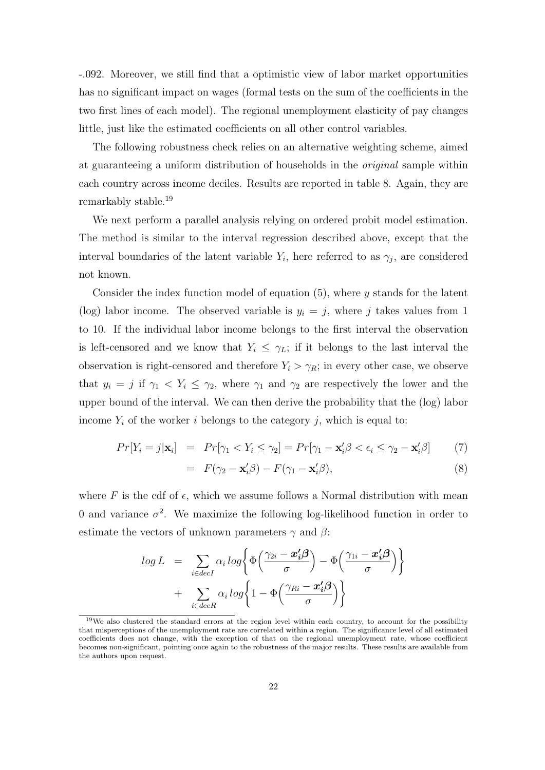-.092. Moreover, we still find that a optimistic view of labor market opportunities has no significant impact on wages (formal tests on the sum of the coefficients in the two first lines of each model). The regional unemployment elasticity of pay changes little, just like the estimated coefficients on all other control variables.

The following robustness check relies on an alternative weighting scheme, aimed at guaranteeing a uniform distribution of households in the *original* sample within each country across income deciles. Results are reported in table 8. Again, they are remarkably stable.[19]

We next perform a parallel analysis relying on ordered probit model estimation. The method is similar to the interval regression described above, except that the interval boundaries of the latent variable $Y_i$, here referred to as $\gamma_j$, are considered not known.

Consider the index function model of equation (5), where $y$ stands for the latent (log) labor income. The observed variable is $y_i = j$, where $j$ takes values from 1 to 10. If the individual labor income belongs to the first interval the observation is left-censored and we know that $Y_i \leq \gamma_L$; if it belongs to the last interval the observation is right-censored and therefore $Y_i > \gamma_R$; in every other case, we observe that $y_i = j$ if $\gamma_1 < Y_i \leq \gamma_2$, where $\gamma_1$ and $\gamma_2$ are respectively the lower and the upper bound of the interval. We can then derive the probability that the (log) labor income $Y_i$ of the worker $i$ belongs to the category $j$, which is equal to:

$$
\begin{aligned}
Pr[Y_i = j|\mathbf{x}_i] &= Pr[\gamma_1 < Y_i \leq \gamma_2] = Pr[\gamma_1 - \mathbf{x}_i'\beta < \epsilon_i \leq \gamma_2 - \mathbf{x}_i'\beta] \qquad (7)\\
&= F(\gamma_2 - \mathbf{x}_i'\beta) - F(\gamma_1 - \mathbf{x}_i'\beta), \qquad (8)
\end{aligned}
$$

where $F$ is the cdf of $\epsilon$, which we assume follows a Normal distribution with mean 0 and variance $\sigma^2$. We maximize the following log-likelihood function in order to estimate the vectors of unknown parameters $\gamma$ and $\beta$:

$$
\begin{aligned}
log\, L &= \sum_{i \in decI} \alpha_i \, log\left\{\Phi\left(\frac{\gamma_{2i} - \boldsymbol{x_i'\beta}}{\sigma}\right) - \Phi\left(\frac{\gamma_{1i} - \boldsymbol{x_i'\beta}}{\sigma}\right)\right\} \\
&+ \sum_{i \in decR} \alpha_i \, log\left\{1 - \Phi\left(\frac{\gamma_{Ri} - \boldsymbol{x_i'\beta}}{\sigma}\right)\right\}
\end{aligned}
$$

[19] We also clustered the standard errors at the region level within each country, to account for the possibility that misperceptions of the unemployment rate are correlated within a region. The significance level of all estimated coefficients does not change, with the exception of that on the regional unemployment rate, whose coefficient becomes non-significant, pointing once again to the robustness of the major results. These results are available from the authors upon request.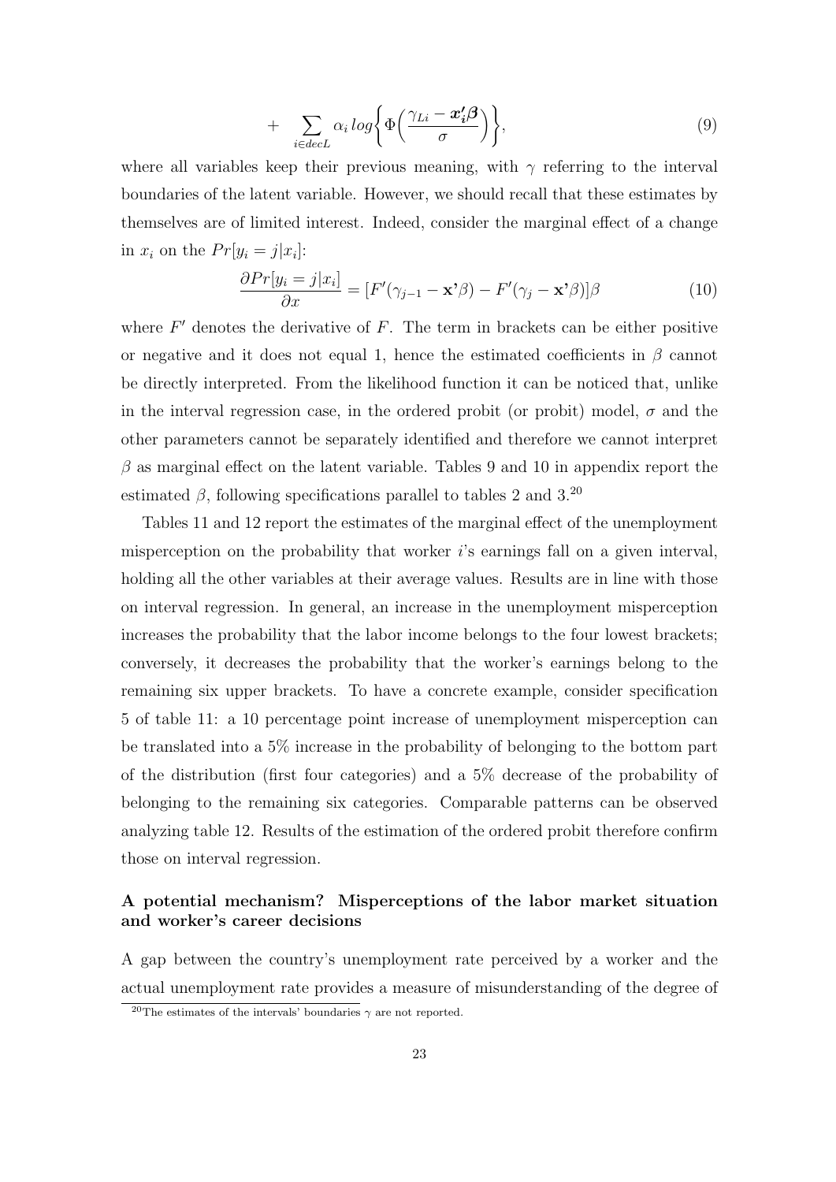$$+ \sum_{i \in decL} \alpha_i \, log\left\{ \Phi\left( \frac{\gamma_{Li} - \boldsymbol{x_i'\beta}}{\sigma} \right) \right\}, \tag{9}$$

where all variables keep their previous meaning, with $\gamma$ referring to the interval boundaries of the latent variable. However, we should recall that these estimates by themselves are of limited interest. Indeed, consider the marginal effect of a change in $x_i$ on the $Pr[y_i = j|x_i]$:

$$\frac{\partial Pr[y_i = j|x_i]}{\partial x} = [F'(\gamma_{j-1} - \mathbf{x'}\beta) - F'(\gamma_j - \mathbf{x'}\beta)]\beta \tag{10}$$

where $F'$ denotes the derivative of $F$. The term in brackets can be either positive or negative and it does not equal 1, hence the estimated coefficients in $\beta$ cannot be directly interpreted. From the likelihood function it can be noticed that, unlike in the interval regression case, in the ordered probit (or probit) model, $\sigma$ and the other parameters cannot be separately identified and therefore we cannot interpret $\beta$ as marginal effect on the latent variable. Tables 9 and 10 in appendix report the estimated $\beta$, following specifications parallel to tables 2 and 3.[20]

Tables 11 and 12 report the estimates of the marginal effect of the unemployment misperception on the probability that worker $i$'s earnings fall on a given interval, holding all the other variables at their average values. Results are in line with those on interval regression. In general, an increase in the unemployment misperception increases the probability that the labor income belongs to the four lowest brackets; conversely, it decreases the probability that the worker's earnings belong to the remaining six upper brackets. To have a concrete example, consider specification 5 of table 11: a 10 percentage point increase of unemployment misperception can be translated into a 5% increase in the probability of belonging to the bottom part of the distribution (first four categories) and a 5% decrease of the probability of belonging to the remaining six categories. Comparable patterns can be observed analyzing table 12. Results of the estimation of the ordered probit therefore confirm those on interval regression.

### A potential mechanism? Misperceptions of the labor market situation and worker's career decisions

A gap between the country's unemployment rate perceived by a worker and the actual unemployment rate provides a measure of misunderstanding of the degree of

[20] The estimates of the intervals' boundaries $\gamma$ are not reported.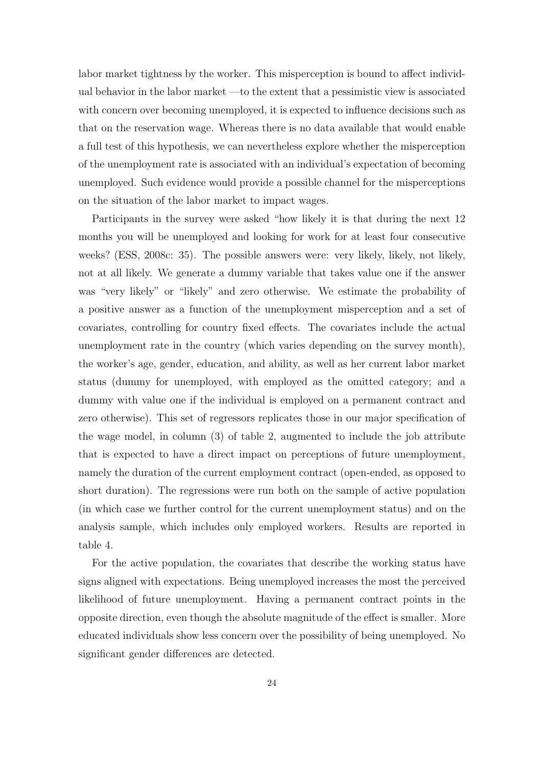labor market tightness by the worker. This misperception is bound to affect individual behavior in the labor market —to the extent that a pessimistic view is associated with concern over becoming unemployed, it is expected to influence decisions such as that on the reservation wage. Whereas there is no data available that would enable a full test of this hypothesis, we can nevertheless explore whether the misperception of the unemployment rate is associated with an individual's expectation of becoming unemployed. Such evidence would provide a possible channel for the misperceptions on the situation of the labor market to impact wages.

Participants in the survey were asked "how likely it is that during the next 12 months you will be unemployed and looking for work for at least four consecutive weeks? (ESS, 2008c: 35). The possible answers were: very likely, likely, not likely, not at all likely. We generate a dummy variable that takes value one if the answer was "very likely" or "likely" and zero otherwise. We estimate the probability of a positive answer as a function of the unemployment misperception and a set of covariates, controlling for country fixed effects. The covariates include the actual unemployment rate in the country (which varies depending on the survey month), the worker's age, gender, education, and ability, as well as her current labor market status (dummy for unemployed, with employed as the omitted category; and a dummy with value one if the individual is employed on a permanent contract and zero otherwise). This set of regressors replicates those in our major specification of the wage model, in column (3) of table 2, augmented to include the job attribute that is expected to have a direct impact on perceptions of future unemployment, namely the duration of the current employment contract (open-ended, as opposed to short duration). The regressions were run both on the sample of active population (in which case we further control for the current unemployment status) and on the analysis sample, which includes only employed workers. Results are reported in table 4.

For the active population, the covariates that describe the working status have signs aligned with expectations. Being unemployed increases the most the perceived likelihood of future unemployment. Having a permanent contract points in the opposite direction, even though the absolute magnitude of the effect is smaller. More educated individuals show less concern over the possibility of being unemployed. No significant gender differences are detected.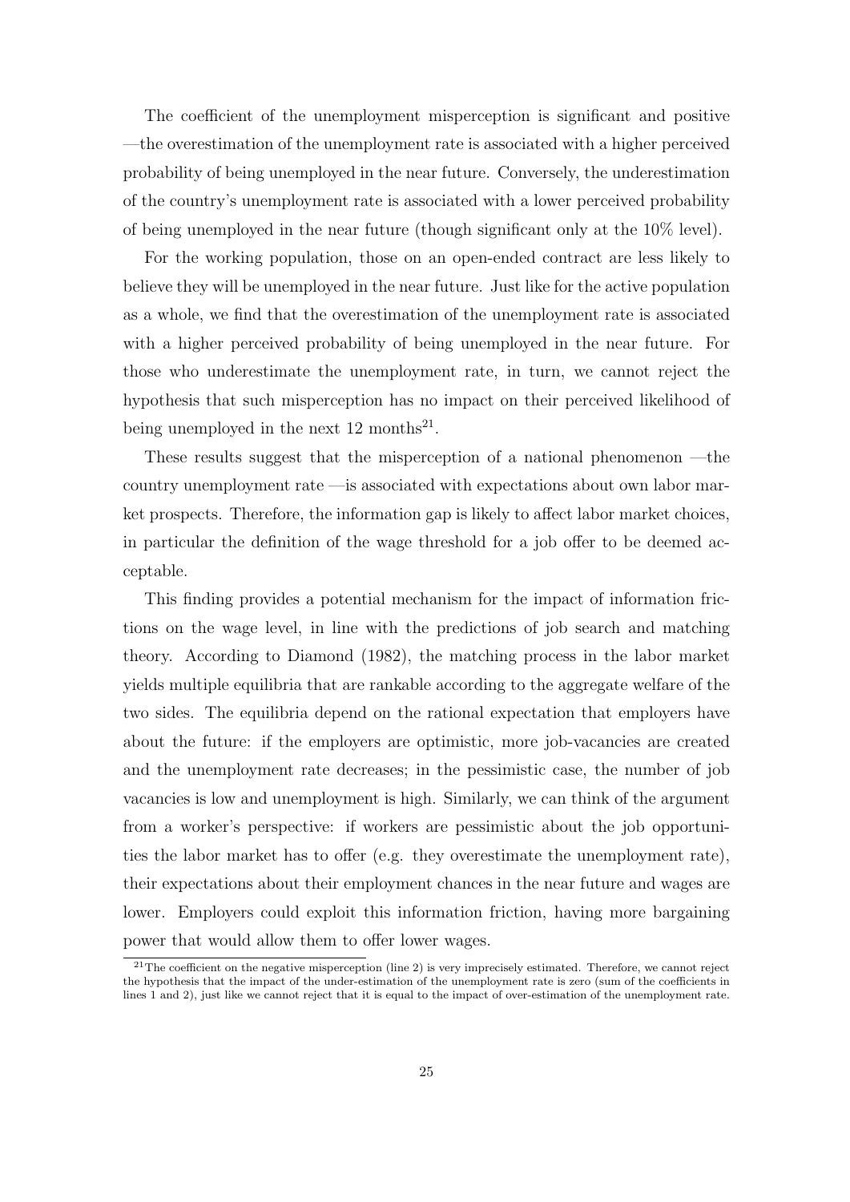The coefficient of the unemployment misperception is significant and positive —the overestimation of the unemployment rate is associated with a higher perceived probability of being unemployed in the near future. Conversely, the underestimation of the country's unemployment rate is associated with a lower perceived probability of being unemployed in the near future (though significant only at the 10% level).

For the working population, those on an open-ended contract are less likely to believe they will be unemployed in the near future. Just like for the active population as a whole, we find that the overestimation of the unemployment rate is associated with a higher perceived probability of being unemployed in the near future. For those who underestimate the unemployment rate, in turn, we cannot reject the hypothesis that such misperception has no impact on their perceived likelihood of being unemployed in the next 12 months[21].

These results suggest that the misperception of a national phenomenon —the country unemployment rate —is associated with expectations about own labor market prospects. Therefore, the information gap is likely to affect labor market choices, in particular the definition of the wage threshold for a job offer to be deemed acceptable.

This finding provides a potential mechanism for the impact of information frictions on the wage level, in line with the predictions of job search and matching theory. According to Diamond (1982), the matching process in the labor market yields multiple equilibria that are rankable according to the aggregate welfare of the two sides. The equilibria depend on the rational expectation that employers have about the future: if the employers are optimistic, more job-vacancies are created and the unemployment rate decreases; in the pessimistic case, the number of job vacancies is low and unemployment is high. Similarly, we can think of the argument from a worker's perspective: if workers are pessimistic about the job opportunities the labor market has to offer (e.g. they overestimate the unemployment rate), their expectations about their employment chances in the near future and wages are lower. Employers could exploit this information friction, having more bargaining power that would allow them to offer lower wages.

[21] The coefficient on the negative misperception (line 2) is very imprecisely estimated. Therefore, we cannot reject the hypothesis that the impact of the under-estimation of the unemployment rate is zero (sum of the coefficients in lines 1 and 2), just like we cannot reject that it is equal to the impact of over-estimation of the unemployment rate.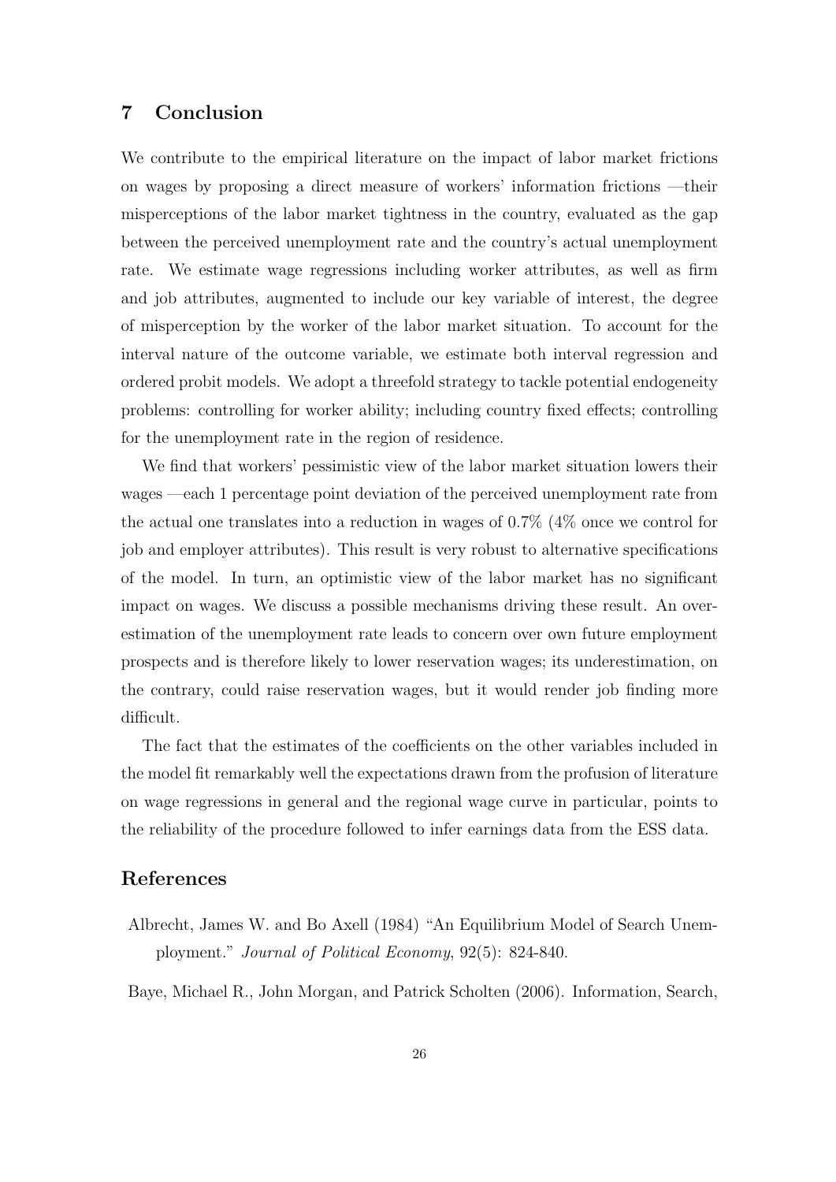## 7 Conclusion

We contribute to the empirical literature on the impact of labor market frictions on wages by proposing a direct measure of workers' information frictions —their misperceptions of the labor market tightness in the country, evaluated as the gap between the perceived unemployment rate and the country's actual unemployment rate. We estimate wage regressions including worker attributes, as well as firm and job attributes, augmented to include our key variable of interest, the degree of misperception by the worker of the labor market situation. To account for the interval nature of the outcome variable, we estimate both interval regression and ordered probit models. We adopt a threefold strategy to tackle potential endogeneity problems: controlling for worker ability; including country fixed effects; controlling for the unemployment rate in the region of residence.

We find that workers' pessimistic view of the labor market situation lowers their wages —each 1 percentage point deviation of the perceived unemployment rate from the actual one translates into a reduction in wages of 0.7% (4% once we control for job and employer attributes). This result is very robust to alternative specifications of the model. In turn, an optimistic view of the labor market has no significant impact on wages. We discuss a possible mechanisms driving these result. An overestimation of the unemployment rate leads to concern over own future employment prospects and is therefore likely to lower reservation wages; its underestimation, on the contrary, could raise reservation wages, but it would render job finding more difficult.

The fact that the estimates of the coefficients on the other variables included in the model fit remarkably well the expectations drawn from the profusion of literature on wage regressions in general and the regional wage curve in particular, points to the reliability of the procedure followed to infer earnings data from the ESS data.

## References

Albrecht, James W. and Bo Axell (1984) "An Equilibrium Model of Search Unemployment." *Journal of Political Economy*, 92(5): 824-840.

Baye, Michael R., John Morgan, and Patrick Scholten (2006). Information, Search,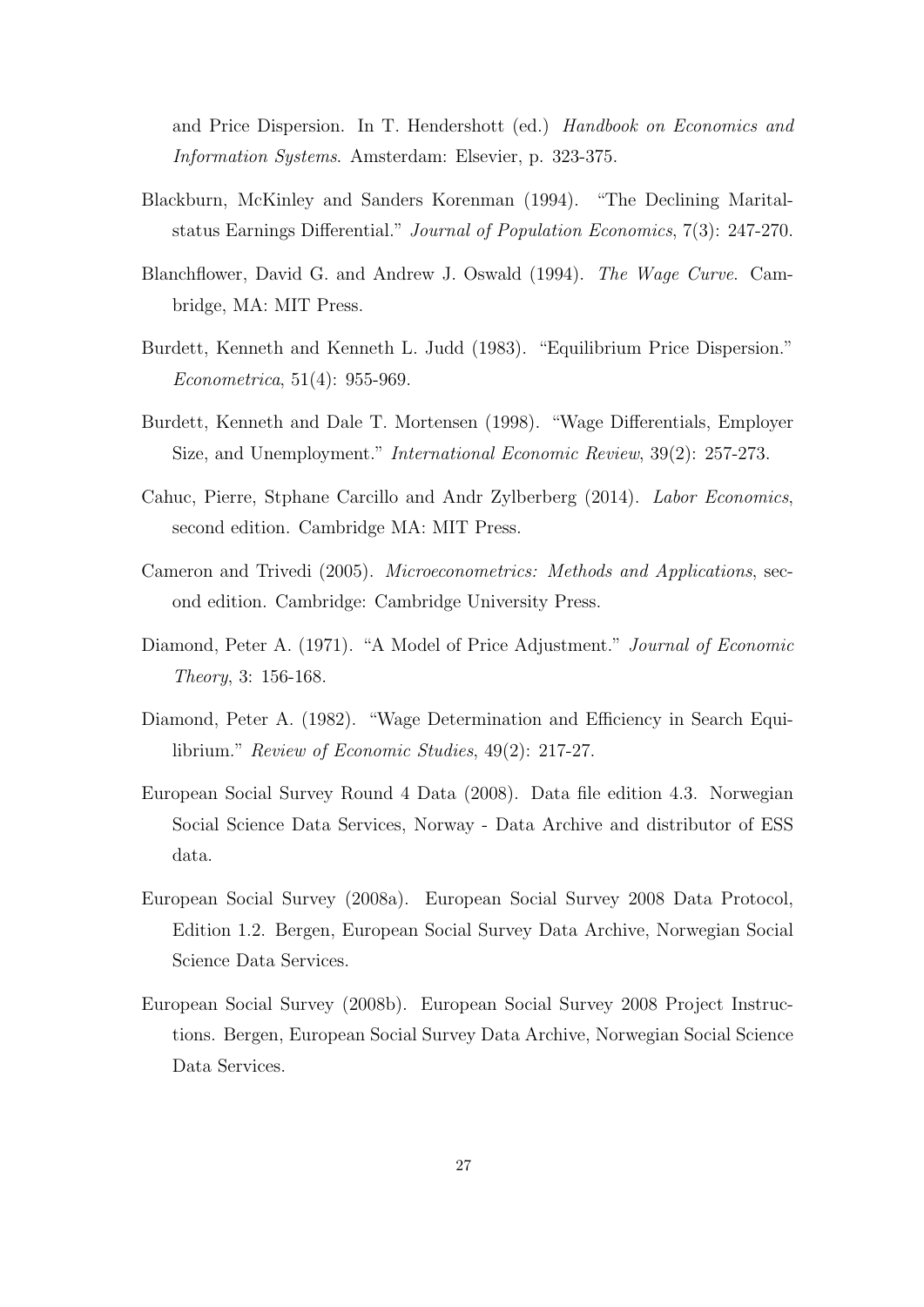and Price Dispersion. In T. Hendershott (ed.) *Handbook on Economics and Information Systems*. Amsterdam: Elsevier, p. 323-375.

Blackburn, McKinley and Sanders Korenman (1994). "The Declining Marital-status Earnings Differential." *Journal of Population Economics*, 7(3): 247-270.

Blanchflower, David G. and Andrew J. Oswald (1994). *The Wage Curve*. Cambridge, MA: MIT Press.

Burdett, Kenneth and Kenneth L. Judd (1983). "Equilibrium Price Dispersion." *Econometrica*, 51(4): 955-969.

Burdett, Kenneth and Dale T. Mortensen (1998). "Wage Differentials, Employer Size, and Unemployment." *International Economic Review*, 39(2): 257-273.

Cahuc, Pierre, Stphane Carcillo and Andr Zylberberg (2014). *Labor Economics*, second edition. Cambridge MA: MIT Press.

Cameron and Trivedi (2005). *Microeconometrics: Methods and Applications*, second edition. Cambridge: Cambridge University Press.

Diamond, Peter A. (1971). "A Model of Price Adjustment." *Journal of Economic Theory*, 3: 156-168.

Diamond, Peter A. (1982). "Wage Determination and Efficiency in Search Equilibrium." *Review of Economic Studies*, 49(2): 217-27.

European Social Survey Round 4 Data (2008). Data file edition 4.3. Norwegian Social Science Data Services, Norway - Data Archive and distributor of ESS data.

European Social Survey (2008a). European Social Survey 2008 Data Protocol, Edition 1.2. Bergen, European Social Survey Data Archive, Norwegian Social Science Data Services.

European Social Survey (2008b). European Social Survey 2008 Project Instructions. Bergen, European Social Survey Data Archive, Norwegian Social Science Data Services.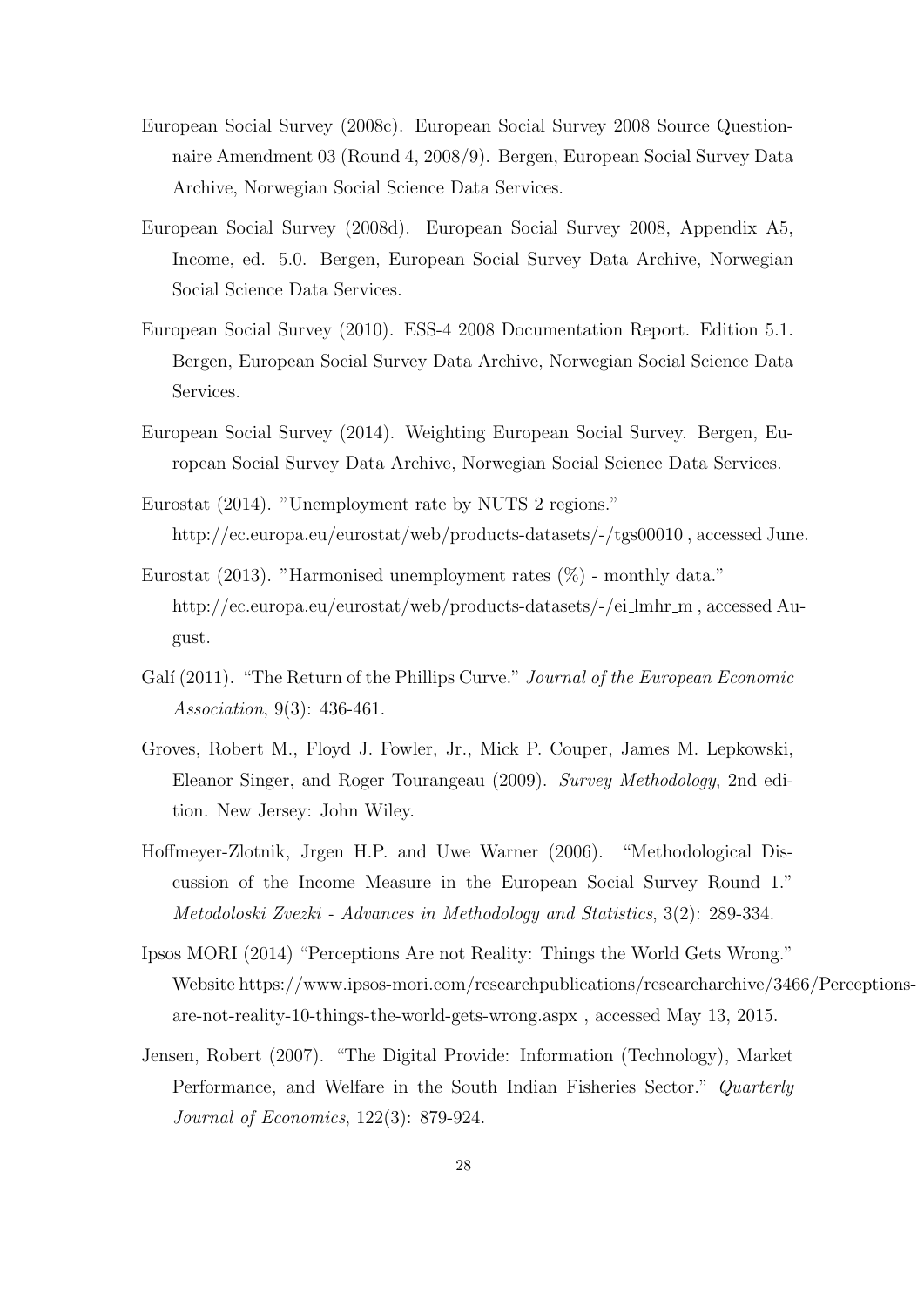European Social Survey (2008c). European Social Survey 2008 Source Questionnaire Amendment 03 (Round 4, 2008/9). Bergen, European Social Survey Data Archive, Norwegian Social Science Data Services.

European Social Survey (2008d). European Social Survey 2008, Appendix A5, Income, ed. 5.0. Bergen, European Social Survey Data Archive, Norwegian Social Science Data Services.

European Social Survey (2010). ESS-4 2008 Documentation Report. Edition 5.1. Bergen, European Social Survey Data Archive, Norwegian Social Science Data Services.

European Social Survey (2014). Weighting European Social Survey. Bergen, European Social Survey Data Archive, Norwegian Social Science Data Services.

Eurostat (2014). "Unemployment rate by NUTS 2 regions." http://ec.europa.eu/eurostat/web/products-datasets/-/tgs00010 , accessed June.

Eurostat (2013). "Harmonised unemployment rates (%) - monthly data." http://ec.europa.eu/eurostat/web/products-datasets/-/ei_lmhr_m , accessed August.

Galí (2011). "The Return of the Phillips Curve." *Journal of the European Economic Association*, 9(3): 436-461.

Groves, Robert M., Floyd J. Fowler, Jr., Mick P. Couper, James M. Lepkowski, Eleanor Singer, and Roger Tourangeau (2009). *Survey Methodology*, 2nd edition. New Jersey: John Wiley.

Hoffmeyer-Zlotnik, Jrgen H.P. and Uwe Warner (2006). "Methodological Discussion of the Income Measure in the European Social Survey Round 1." *Metodoloski Zvezki - Advances in Methodology and Statistics*, 3(2): 289-334.

Ipsos MORI (2014) "Perceptions Are not Reality: Things the World Gets Wrong." Website https://www.ipsos-mori.com/researchpublications/researcharchive/3466/Perceptions-are-not-reality-10-things-the-world-gets-wrong.aspx , accessed May 13, 2015.

Jensen, Robert (2007). "The Digital Provide: Information (Technology), Market Performance, and Welfare in the South Indian Fisheries Sector." *Quarterly Journal of Economics*, 122(3): 879-924.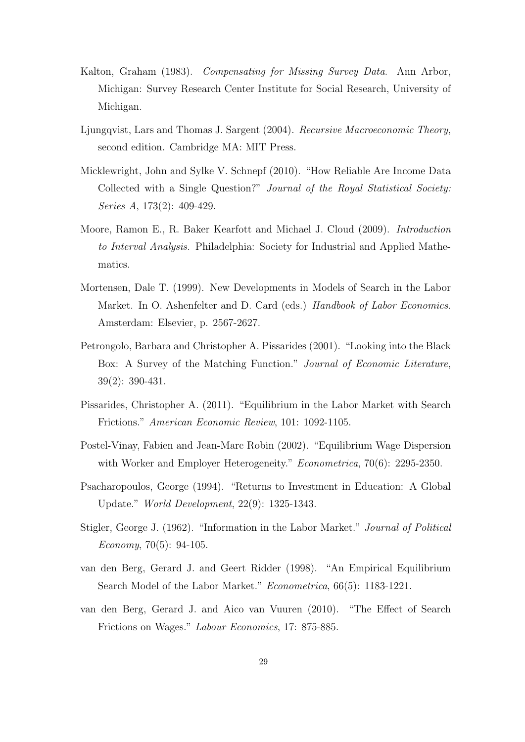Kalton, Graham (1983). *Compensating for Missing Survey Data*. Ann Arbor, Michigan: Survey Research Center Institute for Social Research, University of Michigan.

Ljungqvist, Lars and Thomas J. Sargent (2004). *Recursive Macroeconomic Theory*, second edition. Cambridge MA: MIT Press.

Micklewright, John and Sylke V. Schnepf (2010). "How Reliable Are Income Data Collected with a Single Question?" *Journal of the Royal Statistical Society: Series A*, 173(2): 409-429.

Moore, Ramon E., R. Baker Kearfott and Michael J. Cloud (2009). *Introduction to Interval Analysis*. Philadelphia: Society for Industrial and Applied Mathematics.

Mortensen, Dale T. (1999). New Developments in Models of Search in the Labor Market. In O. Ashenfelter and D. Card (eds.) *Handbook of Labor Economics*. Amsterdam: Elsevier, p. 2567-2627.

Petrongolo, Barbara and Christopher A. Pissarides (2001). "Looking into the Black Box: A Survey of the Matching Function." *Journal of Economic Literature*, 39(2): 390-431.

Pissarides, Christopher A. (2011). "Equilibrium in the Labor Market with Search Frictions." *American Economic Review*, 101: 1092-1105.

Postel-Vinay, Fabien and Jean-Marc Robin (2002). "Equilibrium Wage Dispersion with Worker and Employer Heterogeneity." *Econometrica*, 70(6): 2295-2350.

Psacharopoulos, George (1994). "Returns to Investment in Education: A Global Update." *World Development*, 22(9): 1325-1343.

Stigler, George J. (1962). "Information in the Labor Market." *Journal of Political Economy*, 70(5): 94-105.

van den Berg, Gerard J. and Geert Ridder (1998). "An Empirical Equilibrium Search Model of the Labor Market." *Econometrica*, 66(5): 1183-1221.

van den Berg, Gerard J. and Aico van Vuuren (2010). "The Effect of Search Frictions on Wages." *Labour Economics*, 17: 875-885.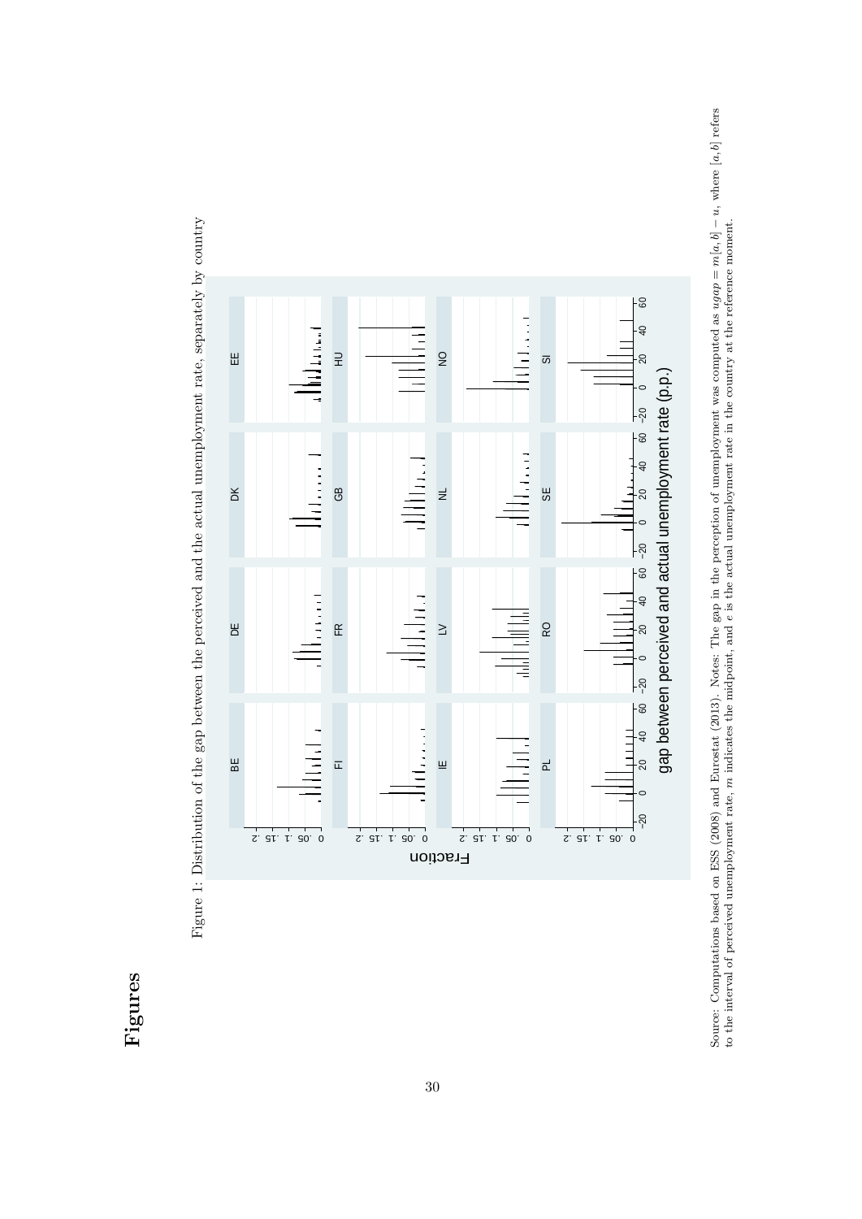# Figures

Figure 1: Distribution of the gap between the perceived and the actual unemployment rate, separately by country

Source: Computations based on ESS (2008) and Eurostat (2013). Notes: The gap in the perception of unemployment was computed as $ugap = m[a, b] - u$, where $[a, b]$ refers to the interval of perceived unemployment rate, $m$ indicates the midpoint, and $e$ is the actual unemployment rate in the country at the reference moment.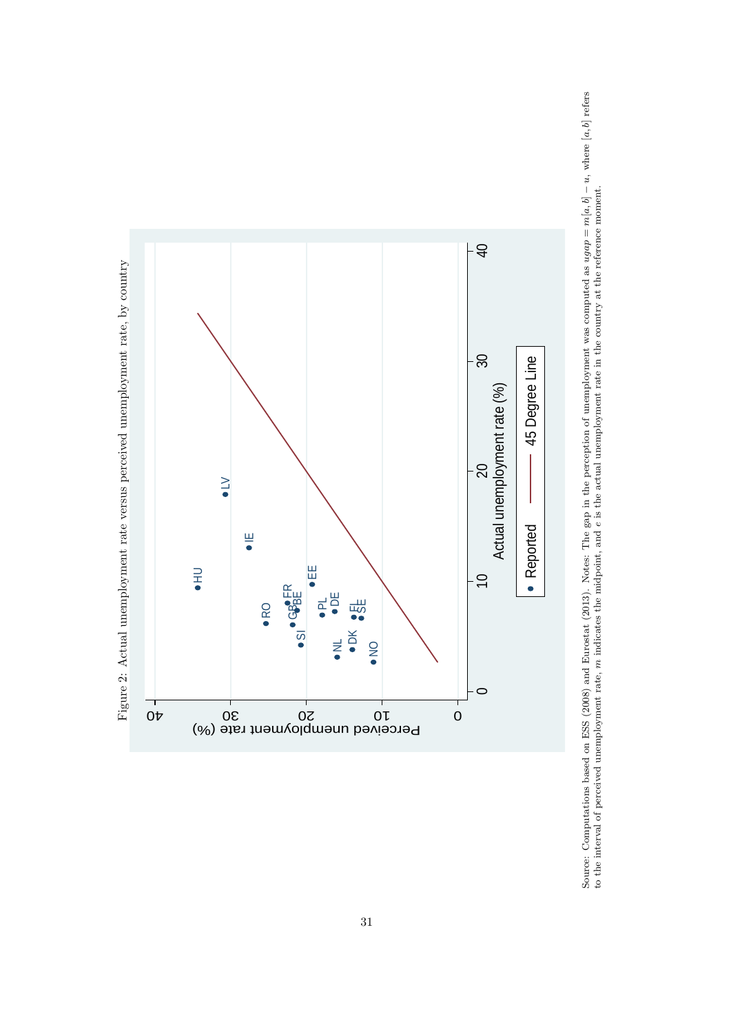Figure 2: Actual unemployment rate versus perceived unemployment rate, by country

Source: Computations based on ESS (2008) and Eurostat (2013). Notes: The gap in the perception of unemployment was computed as $ugap = m[a, b] - u$, where $[a, b]$ refers to the interval of perceived unemployment rate, $m$ indicates the midpoint, and $e$ is the actual unemployment rate in the country at the reference moment.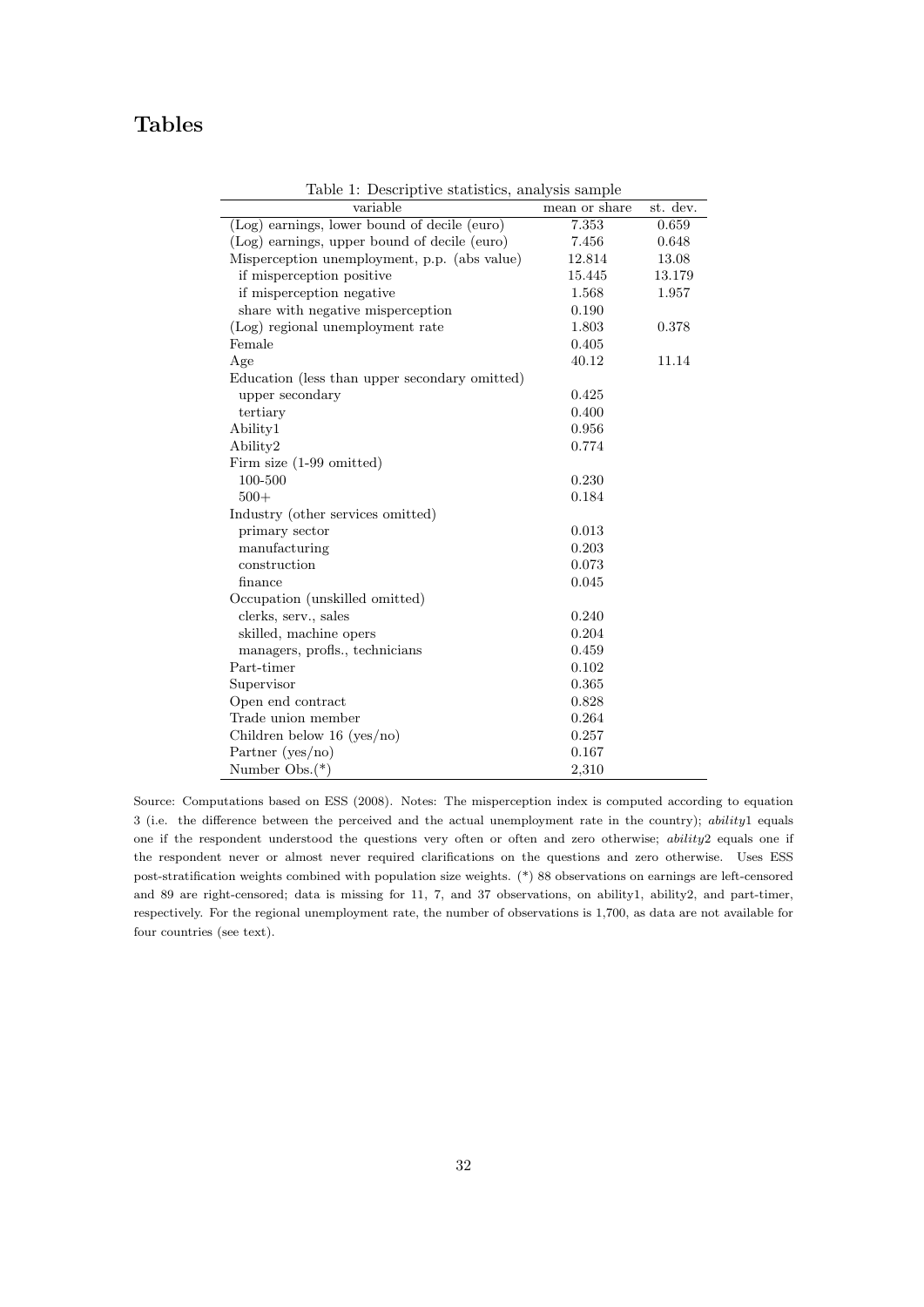# Tables

Table 1: Descriptive statistics, analysis sample

| variable | mean or share | st. dev. |
|---|---|---|
| (Log) earnings, lower bound of decile (euro) | 7.353 | 0.659 |
| (Log) earnings, upper bound of decile (euro) | 7.456 | 0.648 |
| Misperception unemployment, p.p. (abs value) | 12.814 | 13.08 |
| if misperception positive | 15.445 | 13.179 |
| if misperception negative | 1.568 | 1.957 |
| share with negative misperception | 0.190 | |
| (Log) regional unemployment rate | 1.803 | 0.378 |
| Female | 0.405 | |
| Age | 40.12 | 11.14 |
| Education (less than upper secondary omitted) | | |
| upper secondary | 0.425 | |
| tertiary | 0.400 | |
| Ability1 | 0.956 | |
| Ability2 | 0.774 | |
| Firm size (1-99 omitted) | | |
| 100-500 | 0.230 | |
| 500+ | 0.184 | |
| Industry (other services omitted) | | |
| primary sector | 0.013 | |
| manufacturing | 0.203 | |
| construction | 0.073 | |
| finance | 0.045 | |
| Occupation (unskilled omitted) | | |
| clerks, serv., sales | 0.240 | |
| skilled, machine opers | 0.204 | |
| managers, profls., technicians | 0.459 | |
| Part-timer | 0.102 | |
| Supervisor | 0.365 | |
| Open end contract | 0.828 | |
| Trade union member | 0.264 | |
| Children below 16 (yes/no) | 0.257 | |
| Partner (yes/no) | 0.167 | |
| Number Obs.(*) | 2,310 | |

Source: Computations based on ESS (2008). Notes: The misperception index is computed according to equation 3 (i.e. the difference between the perceived and the actual unemployment rate in the country); *ability*1 equals one if the respondent understood the questions very often or often and zero otherwise; *ability*2 equals one if the respondent never or almost never required clarifications on the questions and zero otherwise. Uses ESS post-stratification weights combined with population size weights. (*) 88 observations on earnings are left-censored and 89 are right-censored; data is missing for 11, 7, and 37 observations, on ability1, ability2, and part-timer, respectively. For the regional unemployment rate, the number of observations is 1,700, as data are not available for four countries (see text).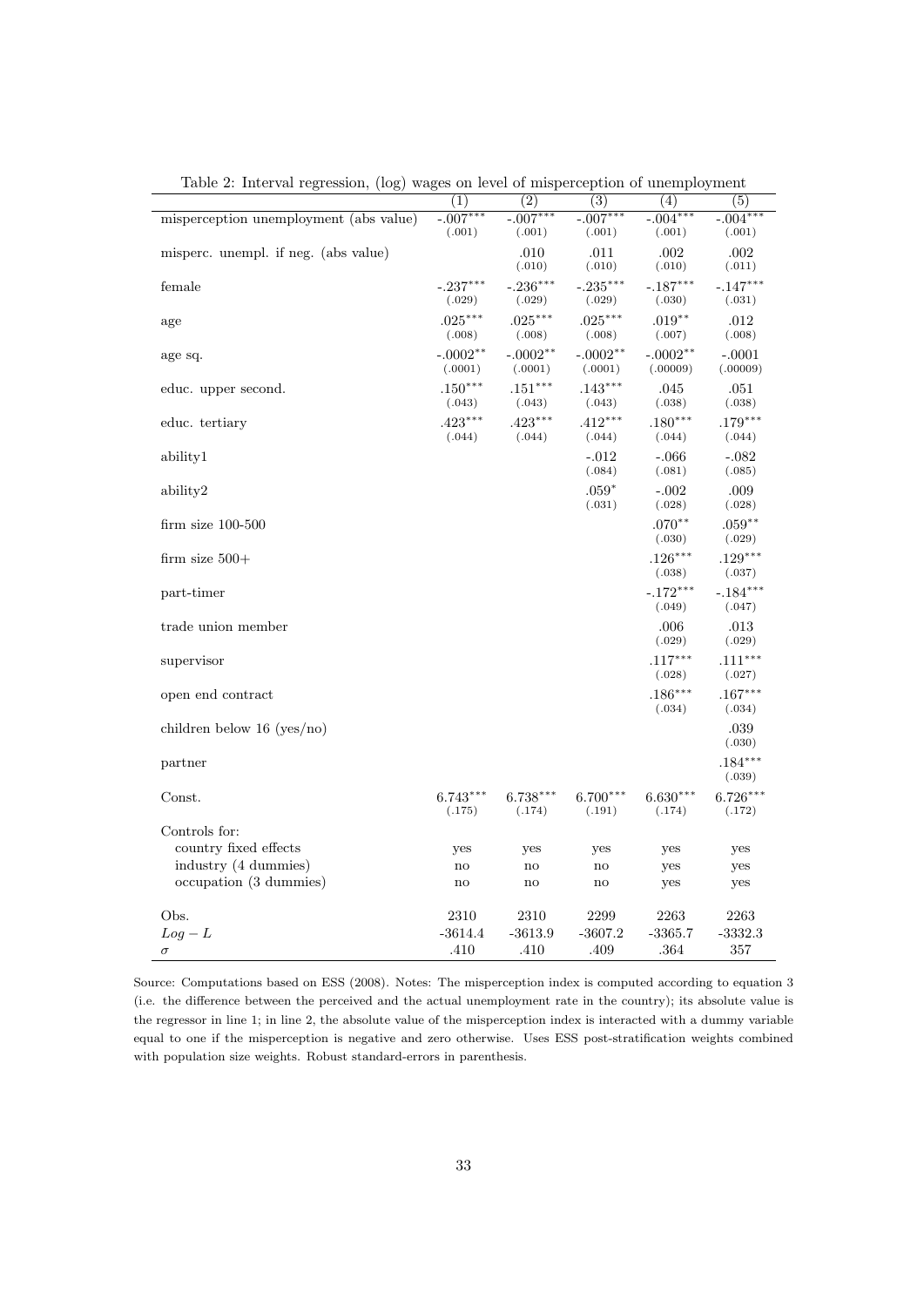Table 2: Interval regression, (log) wages on level of misperception of unemployment

| | (1) | (2) | (3) | (4) | (5) |
|---|---|---|---|---|---|
| misperception unemployment (abs value) | -.007*** | -.007*** | -.007*** | -.004*** | -.004*** |
| | (.001) | (.001) | (.001) | (.001) | (.001) |
| misperc. unempl. if neg. (abs value) | | .010 | .011 | .002 | .002 |
| | | (.010) | (.010) | (.010) | (.011) |
| female | -.237*** | -.236*** | -.235*** | -.187*** | -.147*** |
| | (.029) | (.029) | (.029) | (.030) | (.031) |
| age | .025*** | .025*** | .025*** | .019** | .012 |
| | (.008) | (.008) | (.008) | (.007) | (.008) |
| age sq. | -.0002** | -.0002** | -.0002** | -.0002** | -.0001 |
| | (.0001) | (.0001) | (.0001) | (.00009) | (.00009) |
| educ. upper second. | .150*** | .151*** | .143*** | .045 | .051 |
| | (.043) | (.043) | (.043) | (.038) | (.038) |
| educ. tertiary | .423*** | .423*** | .412*** | .180*** | .179*** |
| | (.044) | (.044) | (.044) | (.044) | (.044) |
| ability1 | | | -.012 | -.066 | -.082 |
| | | | (.084) | (.081) | (.085) |
| ability2 | | | .059* | -.002 | .009 |
| | | | (.031) | (.028) | (.028) |
| firm size 100-500 | | | | .070** | .059** |
| | | | | (.030) | (.029) |
| firm size 500+ | | | | .126*** | .129*** |
| | | | | (.038) | (.037) |
| part-timer | | | | -.172*** | -.184*** |
| | | | | (.049) | (.047) |
| trade union member | | | | .006 | .013 |
| | | | | (.029) | (.029) |
| supervisor | | | | .117*** | .111*** |
| | | | | (.028) | (.027) |
| open end contract | | | | .186*** | .167*** |
| | | | | (.034) | (.034) |
| children below 16 (yes/no) | | | | | .039 |
| | | | | | (.030) |
| partner | | | | | .184*** |
| | | | | | (.039) |
| Const. | 6.743*** | 6.738*** | 6.700*** | 6.630*** | 6.726*** |
| | (.175) | (.174) | (.191) | (.174) | (.172) |
| Controls for: | | | | | |
| country fixed effects | yes | yes | yes | yes | yes |
| industry (4 dummies) | no | no | no | yes | yes |
| occupation (3 dummies) | no | no | no | yes | yes |
| Obs. | 2310 | 2310 | 2299 | 2263 | 2263 |
| $Log-L$ | -3614.4 | -3613.9 | -3607.2 | -3365.7 | -3332.3 |
| $\sigma$ | .410 | .410 | .409 | .364 | 357 |

Source: Computations based on ESS (2008). Notes: The misperception index is computed according to equation 3 (i.e. the difference between the perceived and the actual unemployment rate in the country); its absolute value is the regressor in line 1; in line 2, the absolute value of the misperception index is interacted with a dummy variable equal to one if the misperception is negative and zero otherwise. Uses ESS post-stratification weights combined with population size weights. Robust standard-errors in parenthesis.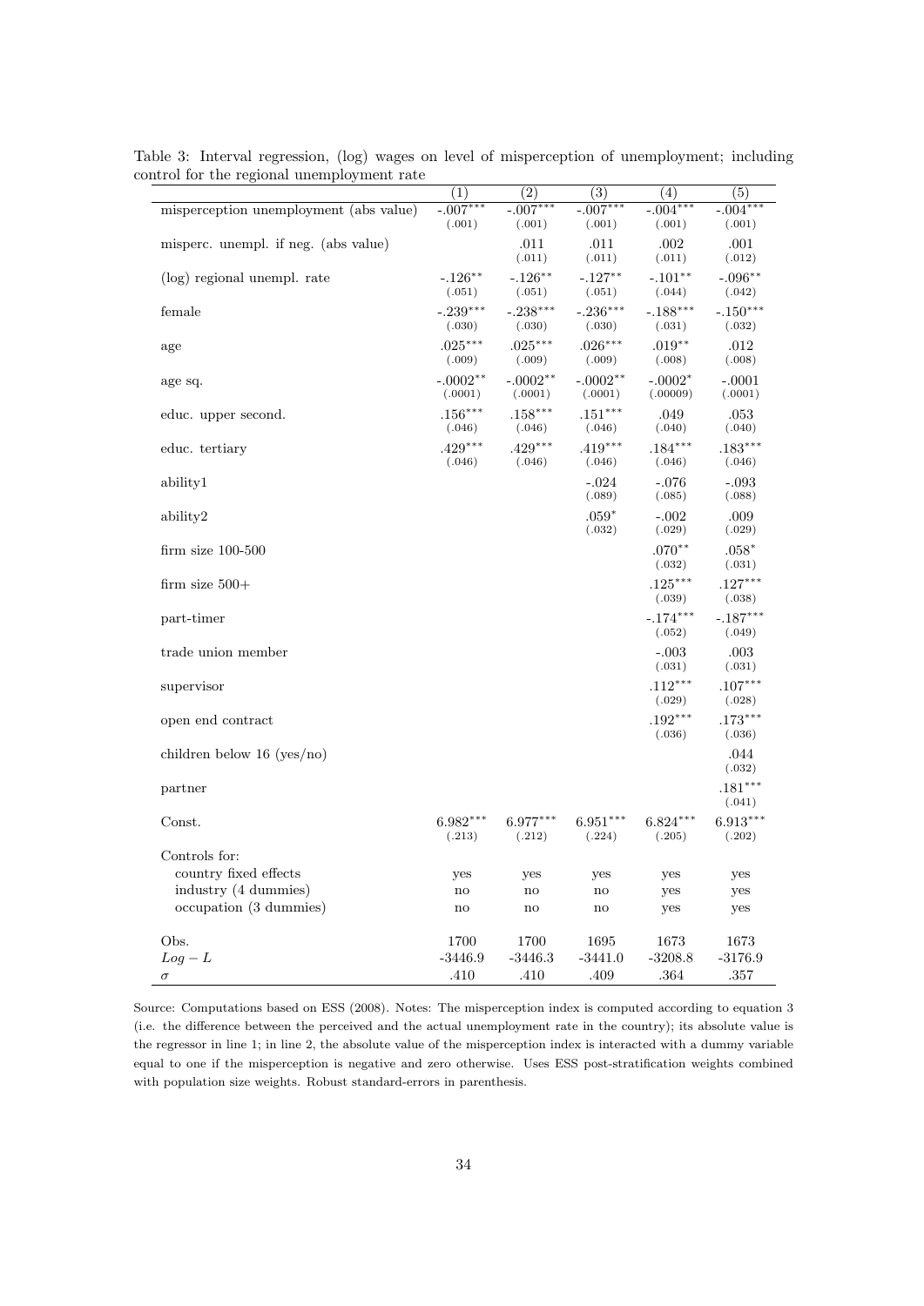Table 3: Interval regression, (log) wages on level of misperception of unemployment; including control for the regional unemployment rate

| | (1) | (2) | (3) | (4) | (5) |
|---|---|---|---|---|---|
| misperception unemployment (abs value) | -.007*** | -.007*** | -.007*** | -.004*** | -.004*** |
| | (.001) | (.001) | (.001) | (.001) | (.001) |
| misperc. unempl. if neg. (abs value) | | .011 | .011 | .002 | .001 |
| | | (.011) | (.011) | (.011) | (.012) |
| (log) regional unempl. rate | -.126** | -.126** | -.127** | -.101** | -.096** |
| | (.051) | (.051) | (.051) | (.044) | (.042) |
| female | -.239*** | -.238*** | -.236*** | -.188*** | -.150*** |
| | (.030) | (.030) | (.030) | (.031) | (.032) |
| age | .025*** | .025*** | .026*** | .019** | .012 |
| | (.009) | (.009) | (.009) | (.008) | (.008) |
| age sq. | -.0002** | -.0002** | -.0002** | -.0002* | -.0001 |
| | (.0001) | (.0001) | (.0001) | (.00009) | (.0001) |
| educ. upper second. | .156*** | .158*** | .151*** | .049 | .053 |
| | (.046) | (.046) | (.046) | (.040) | (.040) |
| educ. tertiary | .429*** | .429*** | .419*** | .184*** | .183*** |
| | (.046) | (.046) | (.046) | (.046) | (.046) |
| ability1 | | | -.024 | -.076 | -.093 |
| | | | (.089) | (.085) | (.088) |
| ability2 | | | .059* | -.002 | .009 |
| | | | (.032) | (.029) | (.029) |
| firm size 100-500 | | | | .070** | .058* |
| | | | | (.032) | (.031) |
| firm size 500+ | | | | .125*** | .127*** |
| | | | | (.039) | (.038) |
| part-timer | | | | -.174*** | -.187*** |
| | | | | (.052) | (.049) |
| trade union member | | | | -.003 | .003 |
| | | | | (.031) | (.031) |
| supervisor | | | | .112*** | .107*** |
| | | | | (.029) | (.028) |
| open end contract | | | | .192*** | .173*** |
| | | | | (.036) | (.036) |
| children below 16 (yes/no) | | | | | .044 |
| | | | | | (.032) |
| partner | | | | | .181*** |
| | | | | | (.041) |
| Const. | 6.982*** | 6.977*** | 6.951*** | 6.824*** | 6.913*** |
| | (.213) | (.212) | (.224) | (.205) | (.202) |
| Controls for: | | | | | |
| country fixed effects | yes | yes | yes | yes | yes |
| industry (4 dummies) | no | no | no | yes | yes |
| occupation (3 dummies) | no | no | no | yes | yes |
| Obs. | 1700 | 1700 | 1695 | 1673 | 1673 |
| $Log - L$ | -3446.9 | -3446.3 | -3441.0 | -3208.8 | -3176.9 |
| $\sigma$ | .410 | .410 | .409 | .364 | .357 |

Source: Computations based on ESS (2008). Notes: The misperception index is computed according to equation 3 (i.e. the difference between the perceived and the actual unemployment rate in the country); its absolute value is the regressor in line 1; in line 2, the absolute value of the misperception index is interacted with a dummy variable equal to one if the misperception is negative and zero otherwise. Uses ESS post-stratification weights combined with population size weights. Robust standard-errors in parenthesis.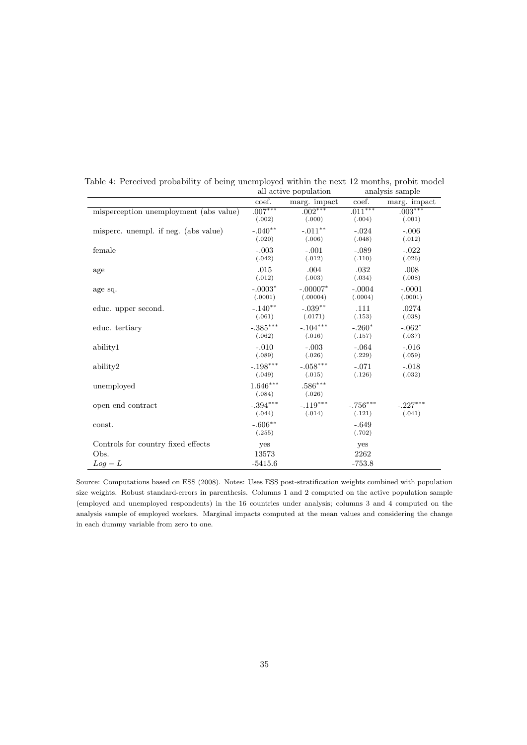Table 4: Perceived probability of being unemployed within the next 12 months, probit model

| | all active population | | analysis sample | |
|---|---|---|---|---|
| | coef. | marg. impact | coef. | marg. impact |
| misperception unemployment (abs value) | .007*** | .002*** | .011*** | .003*** |
| | (.002) | (.000) | (.004) | (.001) |
| misperc. unempl. if neg. (abs value) | -.040** | -.011** | -.024 | -.006 |
| | (.020) | (.006) | (.048) | (.012) |
| female | -.003 | -.001 | -.089 | -.022 |
| | (.042) | (.012) | (.110) | (.026) |
| age | .015 | .004 | .032 | .008 |
| | (.012) | (.003) | (.034) | (.008) |
| age sq. | -.0003* | -.00007* | -.0004 | -.0001 |
| | (.0001) | (.00004) | (.0004) | (.0001) |
| educ. upper second. | -.140** | -.039** | .111 | .0274 |
| | (.061) | (.0171) | (.153) | (.038) |
| educ. tertiary | -.385*** | -.104*** | -.260* | -.062* |
| | (.062) | (.016) | (.157) | (.037) |
| ability1 | -.010 | -.003 | -.064 | -.016 |
| | (.089) | (.026) | (.229) | (.059) |
| ability2 | -.198*** | -.058*** | -.071 | -.018 |
| | (.049) | (.015) | (.126) | (.032) |
| unemployed | 1.646*** | .586*** | | |
| | (.084) | (.026) | | |
| open end contract | -.394*** | -.119*** | -.756*** | -.227*** |
| | (.044) | (.014) | (.121) | (.041) |
| const. | -.606** | | -.649 | |
| | (.255) | | (.702) | |
| Controls for country fixed effects | yes | | yes | |
| Obs. | 13573 | | 2262 | |
| $Log-L$ | -5415.6 | | -753.8 | |

Source: Computations based on ESS (2008). Notes: Uses ESS post-stratification weights combined with population size weights. Robust standard-errors in parenthesis. Columns 1 and 2 computed on the active population sample (employed and unemployed respondents) in the 16 countries under analysis; columns 3 and 4 computed on the analysis sample of employed workers. Marginal impacts computed at the mean values and considering the change in each dummy variable from zero to one.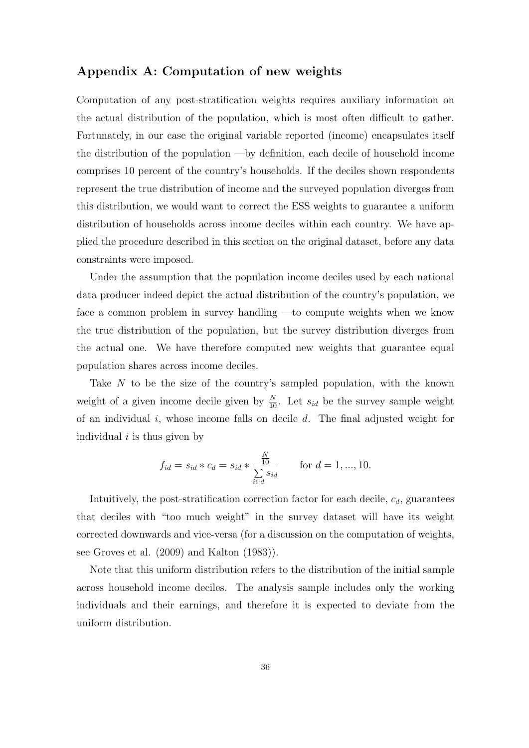## Appendix A: Computation of new weights

Computation of any post-stratification weights requires auxiliary information on the actual distribution of the population, which is most often difficult to gather. Fortunately, in our case the original variable reported (income) encapsulates itself the distribution of the population —by definition, each decile of household income comprises 10 percent of the country's households. If the deciles shown respondents represent the true distribution of income and the surveyed population diverges from this distribution, we would want to correct the ESS weights to guarantee a uniform distribution of households across income deciles within each country. We have applied the procedure described in this section on the original dataset, before any data constraints were imposed.

Under the assumption that the population income deciles used by each national data producer indeed depict the actual distribution of the country's population, we face a common problem in survey handling —to compute weights when we know the true distribution of the population, but the survey distribution diverges from the actual one. We have therefore computed new weights that guarantee equal population shares across income deciles.

Take $N$ to be the size of the country's sampled population, with the known weight of a given income decile given by $\frac{N}{10}$. Let $s_{id}$ be the survey sample weight of an individual $i$, whose income falls on decile $d$. The final adjusted weight for individual $i$ is thus given by

$$f_{id} = s_{id} * c_d = s_{id} * \frac{\frac{N}{10}}{\sum\limits_{i \in d} s_{id}} \qquad \text{for } d = 1, ..., 10.$$

Intuitively, the post-stratification correction factor for each decile, $c_d$, guarantees that deciles with "too much weight" in the survey dataset will have its weight corrected downwards and vice-versa (for a discussion on the computation of weights, see Groves et al. (2009) and Kalton (1983)).

Note that this uniform distribution refers to the distribution of the initial sample across household income deciles. The analysis sample includes only the working individuals and their earnings, and therefore it is expected to deviate from the uniform distribution.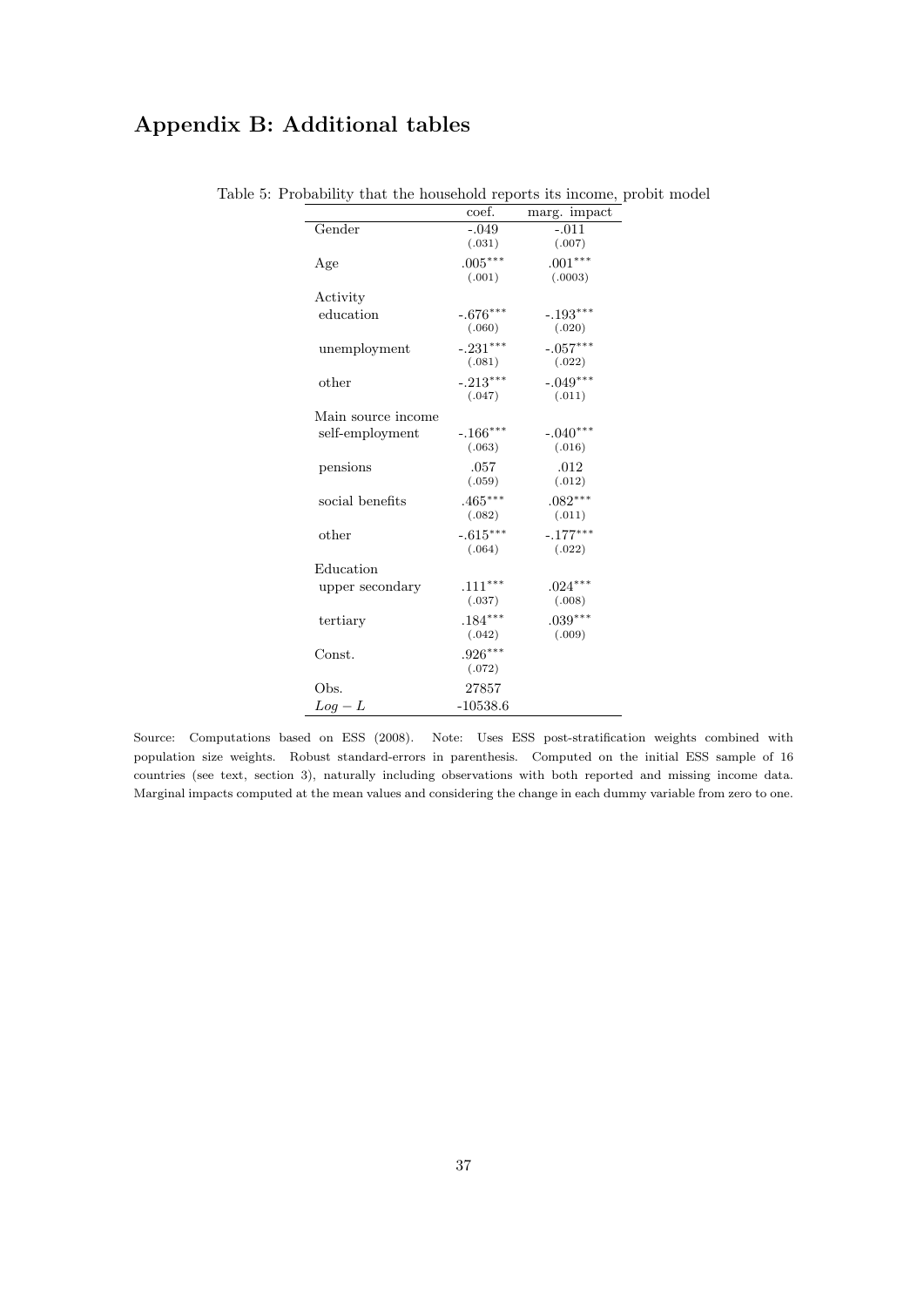# Appendix B: Additional tables

Table 5: Probability that the household reports its income, probit model

| | coef. | marg. impact |
|---|---|---|
| Gender | -.049 | -.011 |
| | (.031) | (.007) |
| Age | .005*** | .001*** |
| | (.001) | (.0003) |
| Activity | | |
| education | -.676*** | -.193*** |
| | (.060) | (.020) |
| unemployment | -.231*** | -.057*** |
| | (.081) | (.022) |
| other | -.213*** | -.049*** |
| | (.047) | (.011) |
| Main source income | | |
| self-employment | -.166*** | -.040*** |
| | (.063) | (.016) |
| pensions | .057 | .012 |
| | (.059) | (.012) |
| social benefits | .465*** | .082*** |
| | (.082) | (.011) |
| other | -.615*** | -.177*** |
| | (.064) | (.022) |
| Education | | |
| upper secondary | .111*** | .024*** |
| | (.037) | (.008) |
| tertiary | .184*** | .039*** |
| | (.042) | (.009) |
| Const. | .926*** | |
| | (.072) | |
| Obs. | 27857 | |
| $Log-L$ | -10538.6 | |

Source: Computations based on ESS (2008). Note: Uses ESS post-stratification weights combined with population size weights. Robust standard-errors in parenthesis. Computed on the initial ESS sample of 16 countries (see text, section 3), naturally including observations with both reported and missing income data. Marginal impacts computed at the mean values and considering the change in each dummy variable from zero to one.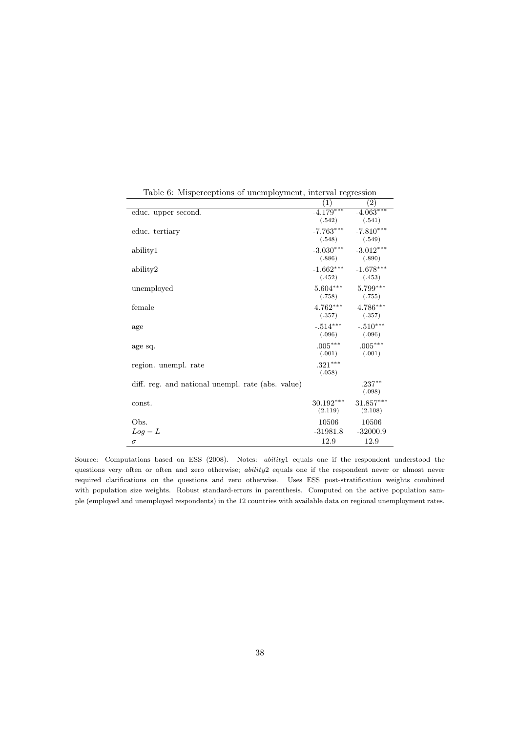Table 6: Misperceptions of unemployment, interval regression

| | (1) | (2) |
|---|---|---|
| educ. upper second. | -4.179*** | -4.063*** |
| | (.542) | (.541) |
| educ. tertiary | -7.763*** | -7.810*** |
| | (.548) | (.549) |
| ability1 | -3.030*** | -3.012*** |
| | (.886) | (.890) |
| ability2 | -1.662*** | -1.678*** |
| | (.452) | (.453) |
| unemployed | 5.604*** | 5.799*** |
| | (.758) | (.755) |
| female | 4.762*** | 4.786*** |
| | (.357) | (.357) |
| age | -.514*** | -.510*** |
| | (.096) | (.096) |
| age sq. | .005*** | .005*** |
| | (.001) | (.001) |
| region. unempl. rate | .321*** | |
| | (.058) | |
| diff. reg. and national unempl. rate (abs. value) | | .237** |
| | | (.098) |
| const. | 30.192*** | 31.857*** |
| | (2.119) | (2.108) |
| Obs. | 10506 | 10506 |
| $Log - L$ | -31981.8 | -32000.9 |
| $\sigma$ | 12.9 | 12.9 |

Source: Computations based on ESS (2008). Notes: *ability*1 equals one if the respondent understood the questions very often or often and zero otherwise; *ability*2 equals one if the respondent never or almost never required clarifications on the questions and zero otherwise. Uses ESS post-stratification weights combined with population size weights. Robust standard-errors in parenthesis. Computed on the active population sample (employed and unemployed respondents) in the 12 countries with available data on regional unemployment rates.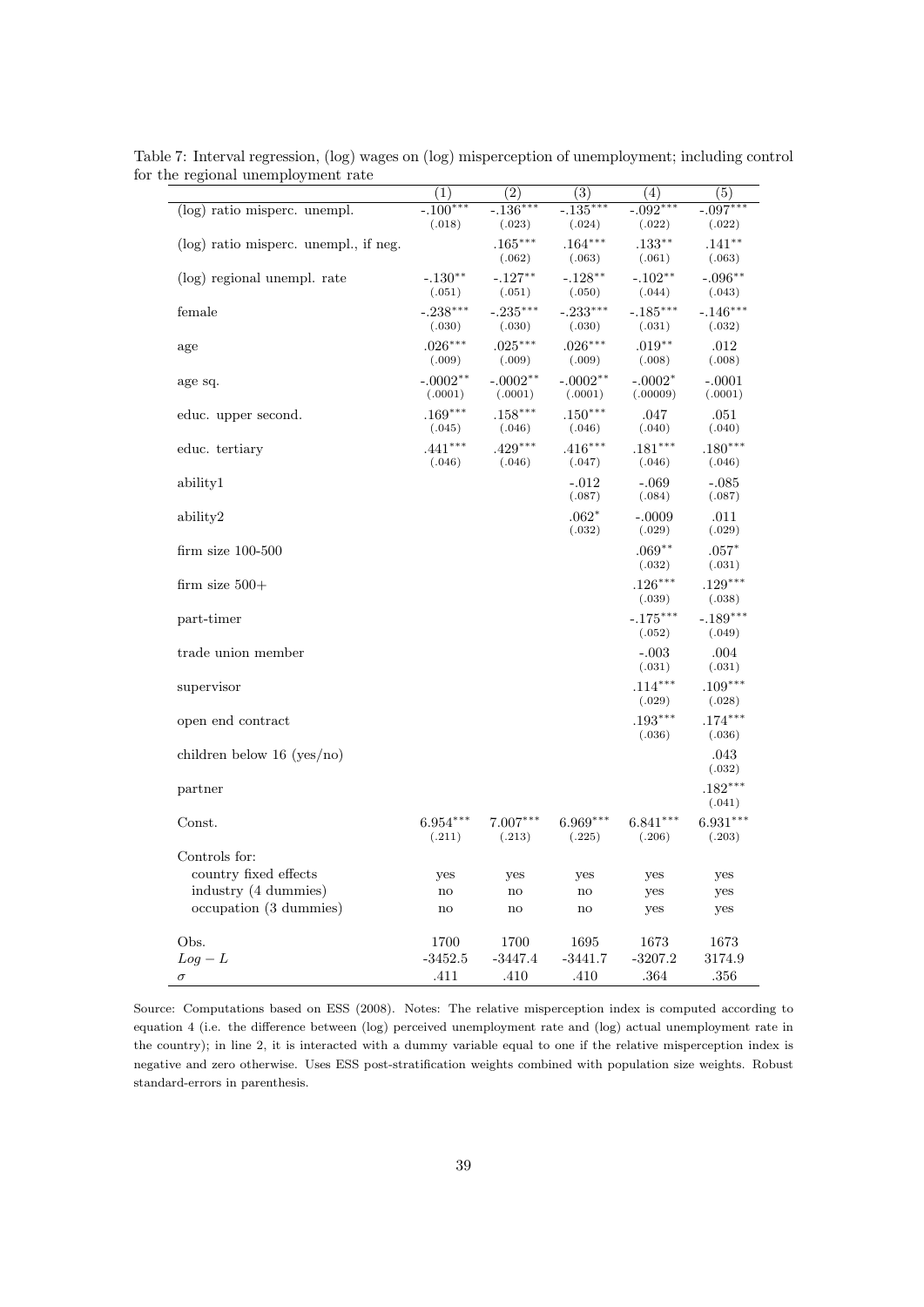Table 7: Interval regression, (log) wages on (log) misperception of unemployment; including control for the regional unemployment rate

| | (1) | (2) | (3) | (4) | (5) |
|---|---|---|---|---|---|
| (log) ratio misperc. unempl. | $-.100^{***}$ | $-.136^{***}$ | $-.135^{***}$ | $-.092^{***}$ | $-.097^{***}$ |
| | (.018) | (.023) | (.024) | (.022) | (.022) |
| (log) ratio misperc. unempl., if neg. | | $.165^{***}$ | $.164^{***}$ | $.133^{**}$ | $.141^{**}$ |
| | | (.062) | (.063) | (.061) | (.063) |
| (log) regional unempl. rate | $-.130^{**}$ | $-.127^{**}$ | $-.128^{**}$ | $-.102^{**}$ | $-.096^{**}$ |
| | (.051) | (.051) | (.050) | (.044) | (.043) |
| female | $-.238^{***}$ | $-.235^{***}$ | $-.233^{***}$ | $-.185^{***}$ | $-.146^{***}$ |
| | (.030) | (.030) | (.030) | (.031) | (.032) |
| age | $.026^{***}$ | $.025^{***}$ | $.026^{***}$ | $.019^{**}$ | .012 |
| | (.009) | (.009) | (.009) | (.008) | (.008) |
| age sq. | $-.0002^{**}$ | $-.0002^{**}$ | $-.0002^{**}$ | $-.0002^{*}$ | -.0001 |
| | (.0001) | (.0001) | (.0001) | (.00009) | (.0001) |
| educ. upper second. | $.169^{***}$ | $.158^{***}$ | $.150^{***}$ | .047 | .051 |
| | (.045) | (.046) | (.046) | (.040) | (.040) |
| educ. tertiary | $.441^{***}$ | $.429^{***}$ | $.416^{***}$ | $.181^{***}$ | $.180^{***}$ |
| | (.046) | (.046) | (.047) | (.046) | (.046) |
| ability1 | | | -.012 | -.069 | -.085 |
| | | | (.087) | (.084) | (.087) |
| ability2 | | | $.062^{*}$ | -.0009 | .011 |
| | | | (.032) | (.029) | (.029) |
| firm size 100-500 | | | | $.069^{**}$ | $.057^{*}$ |
| | | | | (.032) | (.031) |
| firm size 500+ | | | | $.126^{***}$ | $.129^{***}$ |
| | | | | (.039) | (.038) |
| part-timer | | | | $-.175^{***}$ | $-.189^{***}$ |
| | | | | (.052) | (.049) |
| trade union member | | | | -.003 | .004 |
| | | | | (.031) | (.031) |
| supervisor | | | | $.114^{***}$ | $.109^{***}$ |
| | | | | (.029) | (.028) |
| open end contract | | | | $.193^{***}$ | $.174^{***}$ |
| | | | | (.036) | (.036) |
| children below 16 (yes/no) | | | | | .043 |
| | | | | | (.032) |
| partner | | | | | $.182^{***}$ |
| | | | | | (.041) |
| Const. | $6.954^{***}$ | $7.007^{***}$ | $6.969^{***}$ | $6.841^{***}$ | $6.931^{***}$ |
| | (.211) | (.213) | (.225) | (.206) | (.203) |
| Controls for: | | | | | |
| country fixed effects | yes | yes | yes | yes | yes |
| industry (4 dummies) | no | no | no | yes | yes |
| occupation (3 dummies) | no | no | no | yes | yes |
| Obs. | 1700 | 1700 | 1695 | 1673 | 1673 |
| $Log-L$ | -3452.5 | -3447.4 | -3441.7 | -3207.2 | 3174.9 |
| $\sigma$ | .411 | .410 | .410 | .364 | .356 |

Source: Computations based on ESS (2008). Notes: The relative misperception index is computed according to equation 4 (i.e. the difference between (log) perceived unemployment rate and (log) actual unemployment rate in the country); in line 2, it is interacted with a dummy variable equal to one if the relative misperception index is negative and zero otherwise. Uses ESS post-stratification weights combined with population size weights. Robust standard-errors in parenthesis.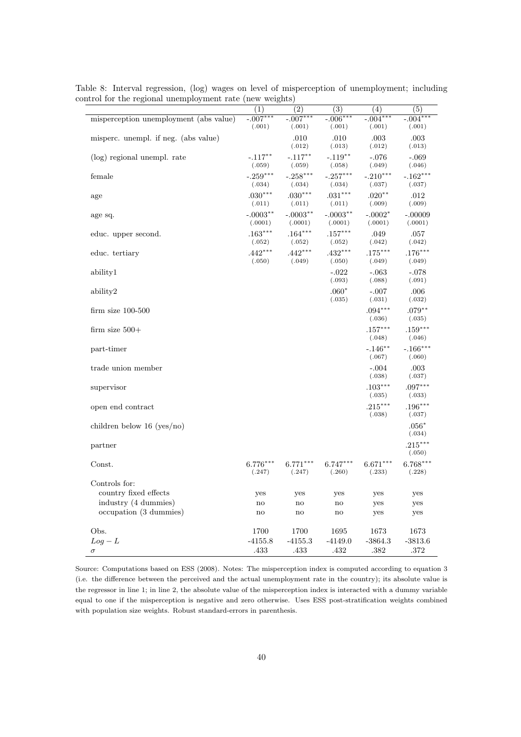Table 8: Interval regression, (log) wages on level of misperception of unemployment; including control for the regional unemployment rate (new weights)

| | (1) | (2) | (3) | (4) | (5) |
|---|---|---|---|---|---|
| misperception unemployment (abs value) | -.007*** | -.007*** | -.006*** | -.004*** | -.004*** |
| | (.001) | (.001) | (.001) | (.001) | (.001) |
| misperc. unempl. if neg. (abs value) | | .010 | .010 | .003 | .003 |
| | | (.012) | (.013) | (.012) | (.013) |
| (log) regional unempl. rate | -.117** | -.117** | -.119** | -.076 | -.069 |
| | (.059) | (.059) | (.058) | (.049) | (.046) |
| female | -.259*** | -.258*** | -.257*** | -.210*** | -.162*** |
| | (.034) | (.034) | (.034) | (.037) | (.037) |
| age | .030*** | .030*** | .031*** | .020** | .012 |
| | (.011) | (.011) | (.011) | (.009) | (.009) |
| age sq. | -.0003** | -.0003** | -.0003** | -.0002* | -.00009 |
| | (.0001) | (.0001) | (.0001) | (.0001) | (.0001) |
| educ. upper second. | .163*** | .164*** | .157*** | .049 | .057 |
| | (.052) | (.052) | (.052) | (.042) | (.042) |
| educ. tertiary | .442*** | .442*** | .432*** | .175*** | .176*** |
| | (.050) | (.049) | (.050) | (.049) | (.049) |
| ability1 | | | -.022 | -.063 | -.078 |
| | | | (.093) | (.088) | (.091) |
| ability2 | | | .060* | -.007 | .006 |
| | | | (.035) | (.031) | (.032) |
| firm size 100-500 | | | | .094*** | .079** |
| | | | | (.036) | (.035) |
| firm size 500+ | | | | .157*** | .159*** |
| | | | | (.048) | (.046) |
| part-timer | | | | -.146** | -.166*** |
| | | | | (.067) | (.060) |
| trade union member | | | | -.004 | .003 |
| | | | | (.038) | (.037) |
| supervisor | | | | .103*** | .097*** |
| | | | | (.035) | (.033) |
| open end contract | | | | .215*** | .196*** |
| | | | | (.038) | (.037) |
| children below 16 (yes/no) | | | | | .056* |
| | | | | | (.034) |
| partner | | | | | .215*** |
| | | | | | (.050) |
| Const. | 6.776*** | 6.771*** | 6.747*** | 6.671*** | 6.768*** |
| | (.247) | (.247) | (.260) | (.233) | (.228) |
| Controls for: | | | | | |
| country fixed effects | yes | yes | yes | yes | yes |
| industry (4 dummies) | no | no | no | yes | yes |
| occupation (3 dummies) | no | no | no | yes | yes |
| Obs. | 1700 | 1700 | 1695 | 1673 | 1673 |
| $Log-L$ | -4155.8 | -4155.3 | -4149.0 | -3864.3 | -3813.6 |
| $\sigma$ | .433 | .433 | .432 | .382 | .372 |

Source: Computations based on ESS (2008). Notes: The misperception index is computed according to equation 3 (i.e. the difference between the perceived and the actual unemployment rate in the country); its absolute value is the regressor in line 1; in line 2, the absolute value of the misperception index is interacted with a dummy variable equal to one if the misperception is negative and zero otherwise. Uses ESS post-stratification weights combined with population size weights. Robust standard-errors in parenthesis.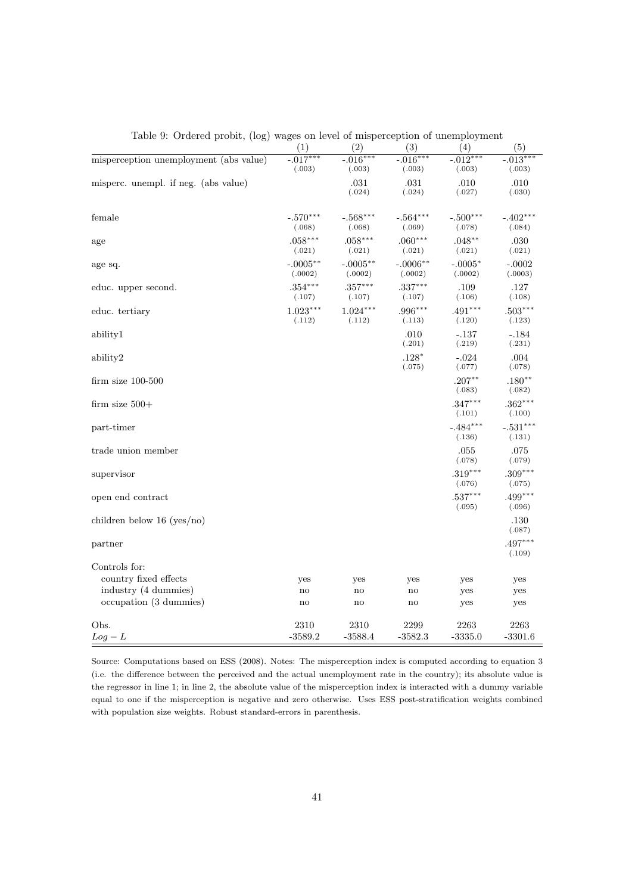Table 9: Ordered probit, (log) wages on level of misperception of unemployment

| | (1) | (2) | (3) | (4) | (5) |
|---|---|---|---|---|---|
| misperception unemployment (abs value) | -.017*** | -.016*** | -.016*** | -.012*** | -.013*** |
| | (.003) | (.003) | (.003) | (.003) | (.003) |
| misperc. unempl. if neg. (abs value) | | .031 | .031 | .010 | .010 |
| | | (.024) | (.024) | (.027) | (.030) |
| female | -.570*** | -.568*** | -.564*** | -.500*** | -.402*** |
| | (.068) | (.068) | (.069) | (.078) | (.084) |
| age | .058*** | .058*** | .060*** | .048** | .030 |
| | (.021) | (.021) | (.021) | (.021) | (.021) |
| age sq. | -.0005** | -.0005** | -.0006** | -.0005* | -.0002 |
| | (.0002) | (.0002) | (.0002) | (.0002) | (.0003) |
| educ. upper second. | .354*** | .357*** | .337*** | .109 | .127 |
| | (.107) | (.107) | (.107) | (.106) | (.108) |
| educ. tertiary | 1.023*** | 1.024*** | .996*** | .491*** | .503*** |
| | (.112) | (.112) | (.113) | (.120) | (.123) |
| ability1 | | | .010 | -.137 | -.184 |
| | | | (.201) | (.219) | (.231) |
| ability2 | | | .128* | -.024 | .004 |
| | | | (.075) | (.077) | (.078) |
| firm size 100-500 | | | | .207** | .180** |
| | | | | (.083) | (.082) |
| firm size 500+ | | | | .347*** | .362*** |
| | | | | (.101) | (.100) |
| part-timer | | | | -.484*** | -.531*** |
| | | | | (.136) | (.131) |
| trade union member | | | | .055 | .075 |
| | | | | (.078) | (.079) |
| supervisor | | | | .319*** | .309*** |
| | | | | (.076) | (.075) |
| open end contract | | | | .537*** | .499*** |
| | | | | (.095) | (.096) |
| children below 16 (yes/no) | | | | | .130 |
| | | | | | (.087) |
| partner | | | | | .497*** |
| | | | | | (.109) |
| Controls for: | | | | | |
| country fixed effects | yes | yes | yes | yes | yes |
| industry (4 dummies) | no | no | no | yes | yes |
| occupation (3 dummies) | no | no | no | yes | yes |
| Obs. | 2310 | 2310 | 2299 | 2263 | 2263 |
| $Log-L$ | -3589.2 | -3588.4 | -3582.3 | -3335.0 | -3301.6 |

Source: Computations based on ESS (2008). Notes: The misperception index is computed according to equation 3 (i.e. the difference between the perceived and the actual unemployment rate in the country); its absolute value is the regressor in line 1; in line 2, the absolute value of the misperception index is interacted with a dummy variable equal to one if the misperception is negative and zero otherwise. Uses ESS post-stratification weights combined with population size weights. Robust standard-errors in parenthesis.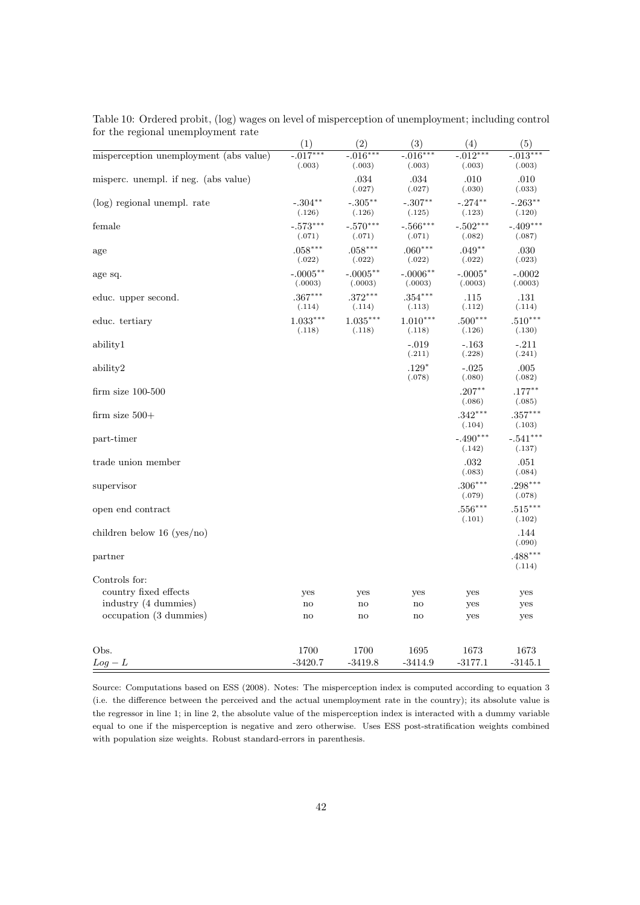Table 10: Ordered probit, (log) wages on level of misperception of unemployment; including control for the regional unemployment rate

| | (1) | (2) | (3) | (4) | (5) |
|---|---|---|---|---|---|
| misperception unemployment (abs value) | -.017*** | -.016*** | -.016*** | -.012*** | -.013*** |
| | (.003) | (.003) | (.003) | (.003) | (.003) |
| misperc. unempl. if neg. (abs value) | | .034 | .034 | .010 | .010 |
| | | (.027) | (.027) | (.030) | (.033) |
| (log) regional unempl. rate | -.304** | -.305** | -.307** | -.274** | -.263** |
| | (.126) | (.126) | (.125) | (.123) | (.120) |
| female | -.573*** | -.570*** | -.566*** | -.502*** | -.409*** |
| | (.071) | (.071) | (.071) | (.082) | (.087) |
| age | .058*** | .058*** | .060*** | .049** | .030 |
| | (.022) | (.022) | (.022) | (.022) | (.023) |
| age sq. | -.0005** | -.0005** | -.0006** | -.0005* | -.0002 |
| | (.0003) | (.0003) | (.0003) | (.0003) | (.0003) |
| educ. upper second. | .367*** | .372*** | .354*** | .115 | .131 |
| | (.114) | (.114) | (.113) | (.112) | (.114) |
| educ. tertiary | 1.033*** | 1.035*** | 1.010*** | .500*** | .510*** |
| | (.118) | (.118) | (.118) | (.126) | (.130) |
| ability1 | | | -.019 | -.163 | -.211 |
| | | | (.211) | (.228) | (.241) |
| ability2 | | | .129* | -.025 | .005 |
| | | | (.078) | (.080) | (.082) |
| firm size 100-500 | | | | .207** | .177** |
| | | | | (.086) | (.085) |
| firm size 500+ | | | | .342*** | .357*** |
| | | | | (.104) | (.103) |
| part-timer | | | | -.490*** | -.541*** |
| | | | | (.142) | (.137) |
| trade union member | | | | .032 | .051 |
| | | | | (.083) | (.084) |
| supervisor | | | | .306*** | .298*** |
| | | | | (.079) | (.078) |
| open end contract | | | | .556*** | .515*** |
| | | | | (.101) | (.102) |
| children below 16 (yes/no) | | | | | .144 |
| | | | | | (.090) |
| partner | | | | | .488*** |
| | | | | | (.114) |
| Controls for: | | | | | |
| country fixed effects | yes | yes | yes | yes | yes |
| industry (4 dummies) | no | no | no | yes | yes |
| occupation (3 dummies) | no | no | no | yes | yes |
| Obs. | 1700 | 1700 | 1695 | 1673 | 1673 |
| $Log-L$ | -3420.7 | -3419.8 | -3414.9 | -3177.1 | -3145.1 |

Source: Computations based on ESS (2008). Notes: The misperception index is computed according to equation 3 (i.e. the difference between the perceived and the actual unemployment rate in the country); its absolute value is the regressor in line 1; in line 2, the absolute value of the misperception index is interacted with a dummy variable equal to one if the misperception is negative and zero otherwise. Uses ESS post-stratification weights combined with population size weights. Robust standard-errors in parenthesis.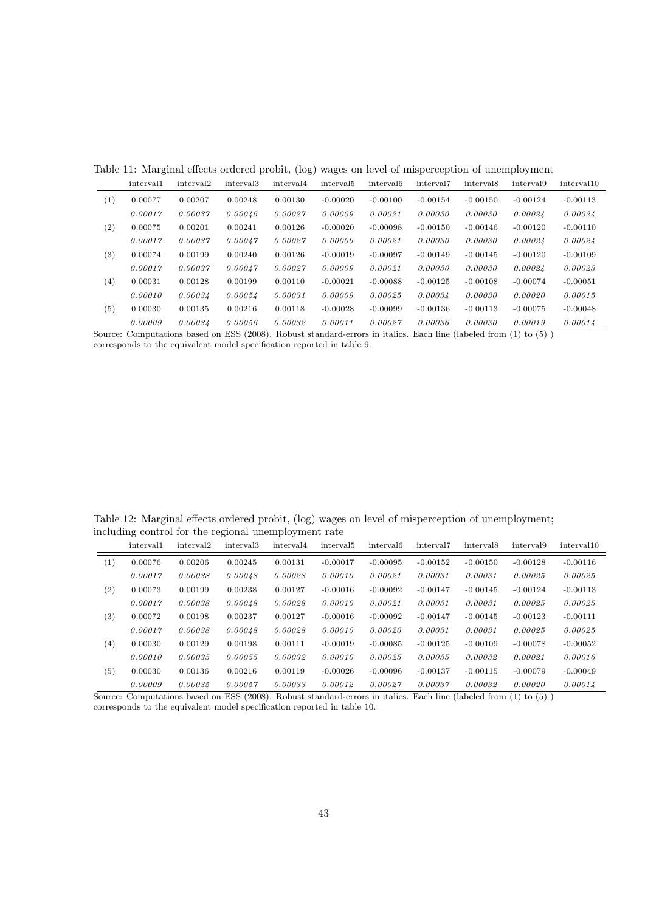Table 11: Marginal effects ordered probit, (log) wages on level of misperception of unemployment

| | interval1 | interval2 | interval3 | interval4 | interval5 | interval6 | interval7 | interval8 | interval9 | interval10 |
|---|---|---|---|---|---|---|---|---|---|---|
| (1) | 0.00077 | 0.00207 | 0.00248 | 0.00130 | -0.00020 | -0.00100 | -0.00154 | -0.00150 | -0.00124 | -0.00113 |
| | *0.00017* | *0.00037* | *0.00046* | *0.00027* | *0.00009* | *0.00021* | *0.00030* | *0.00030* | *0.00024* | *0.00024* |
| (2) | 0.00075 | 0.00201 | 0.00241 | 0.00126 | -0.00020 | -0.00098 | -0.00150 | -0.00146 | -0.00120 | -0.00110 |
| | *0.00017* | *0.00037* | *0.00047* | *0.00027* | *0.00009* | *0.00021* | *0.00030* | *0.00030* | *0.00024* | *0.00024* |
| (3) | 0.00074 | 0.00199 | 0.00240 | 0.00126 | -0.00019 | -0.00097 | -0.00149 | -0.00145 | -0.00120 | -0.00109 |
| | *0.00017* | *0.00037* | *0.00047* | *0.00027* | *0.00009* | *0.00021* | *0.00030* | *0.00030* | *0.00024* | *0.00023* |
| (4) | 0.00031 | 0.00128 | 0.00199 | 0.00110 | -0.00021 | -0.00088 | -0.00125 | -0.00108 | -0.00074 | -0.00051 |
| | *0.00010* | *0.00034* | *0.00054* | *0.00031* | *0.00009* | *0.00025* | *0.00034* | *0.00030* | *0.00020* | *0.00015* |
| (5) | 0.00030 | 0.00135 | 0.00216 | 0.00118 | -0.00028 | -0.00099 | -0.00136 | -0.00113 | -0.00075 | -0.00048 |
| | *0.00009* | *0.00034* | *0.00056* | *0.00032* | *0.00011* | *0.00027* | *0.00036* | *0.00030* | *0.00019* | *0.00014* |

Source: Computations based on ESS (2008). Robust standard-errors in italics. Each line (labeled from (1) to (5) ) corresponds to the equivalent model specification reported in table 9.

Table 12: Marginal effects ordered probit, (log) wages on level of misperception of unemployment; including control for the regional unemployment rate

| | interval1 | interval2 | interval3 | interval4 | interval5 | interval6 | interval7 | interval8 | interval9 | interval10 |
|---|---|---|---|---|---|---|---|---|---|---|
| (1) | 0.00076 | 0.00206 | 0.00245 | 0.00131 | -0.00017 | -0.00095 | -0.00152 | -0.00150 | -0.00128 | -0.00116 |
| | *0.00017* | *0.00038* | *0.00048* | *0.00028* | *0.00010* | *0.00021* | *0.00031* | *0.00031* | *0.00025* | *0.00025* |
| (2) | 0.00073 | 0.00199 | 0.00238 | 0.00127 | -0.00016 | -0.00092 | -0.00147 | -0.00145 | -0.00124 | -0.00113 |
| | *0.00017* | *0.00038* | *0.00048* | *0.00028* | *0.00010* | *0.00021* | *0.00031* | *0.00031* | *0.00025* | *0.00025* |
| (3) | 0.00072 | 0.00198 | 0.00237 | 0.00127 | -0.00016 | -0.00092 | -0.00147 | -0.00145 | -0.00123 | -0.00111 |
| | *0.00017* | *0.00038* | *0.00048* | *0.00028* | *0.00010* | *0.00020* | *0.00031* | *0.00031* | *0.00025* | *0.00025* |
| (4) | 0.00030 | 0.00129 | 0.00198 | 0.00111 | -0.00019 | -0.00085 | -0.00125 | -0.00109 | -0.00078 | -0.00052 |
| | *0.00010* | *0.00035* | *0.00055* | *0.00032* | *0.00010* | *0.00025* | *0.00035* | *0.00032* | *0.00021* | *0.00016* |
| (5) | 0.00030 | 0.00136 | 0.00216 | 0.00119 | -0.00026 | -0.00096 | -0.00137 | -0.00115 | -0.00079 | -0.00049 |
| | *0.00009* | *0.00035* | *0.00057* | *0.00033* | *0.00012* | *0.00027* | *0.00037* | *0.00032* | *0.00020* | *0.00014* |

Source: Computations based on ESS (2008). Robust standard-errors in italics. Each line (labeled from (1) to (5) ) corresponds to the equivalent model specification reported in table 10.